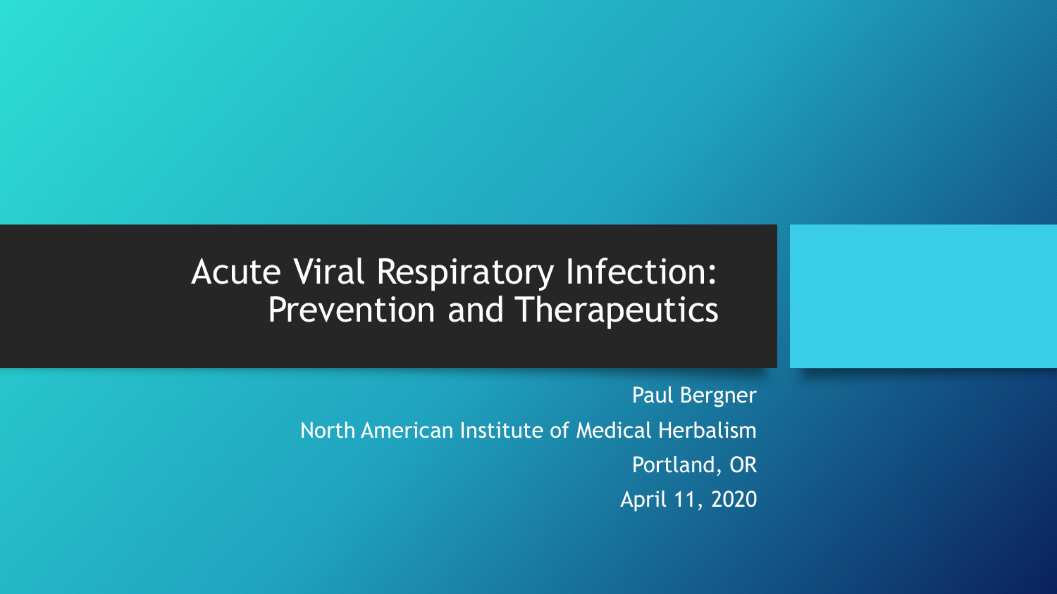# Acute Viral Respiratory Infection: Prevention and Therapeutics

Paul Bergner

North American Institute of Medical Herbalism

Portland, OR

April 11, 2020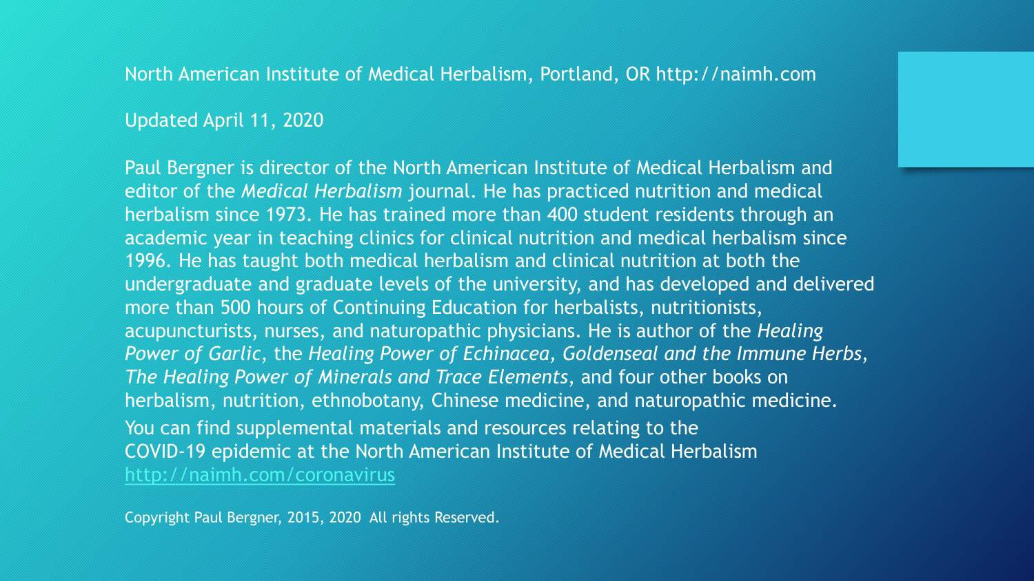North American Institute of Medical Herbalism, Portland, OR http://naimh.com

Updated April 11, 2020

Paul Bergner is director of the North American Institute of Medical Herbalism and editor of the *Medical Herbalism* journal. He has practiced nutrition and medical herbalism since 1973. He has trained more than 400 student residents through an academic year in teaching clinics for clinical nutrition and medical herbalism since 1996. He has taught both medical herbalism and clinical nutrition at both the undergraduate and graduate levels of the university, and has developed and delivered more than 500 hours of Continuing Education for herbalists, nutritionists, acupuncturists, nurses, and naturopathic physicians. He is author of the *Healing Power of Garlic*, the *Healing Power of Echinacea, Goldenseal and the Immune Herbs*, *The Healing Power of Minerals and Trace Elements*, and four other books on herbalism, nutrition, ethnobotany, Chinese medicine, and naturopathic medicine.

You can find supplemental materials and resources relating to the COVID-19 epidemic at the North American Institute of Medical Herbalism http://naimh.com/coronavirus

Copyright Paul Bergner, 2015, 2020 All rights Reserved.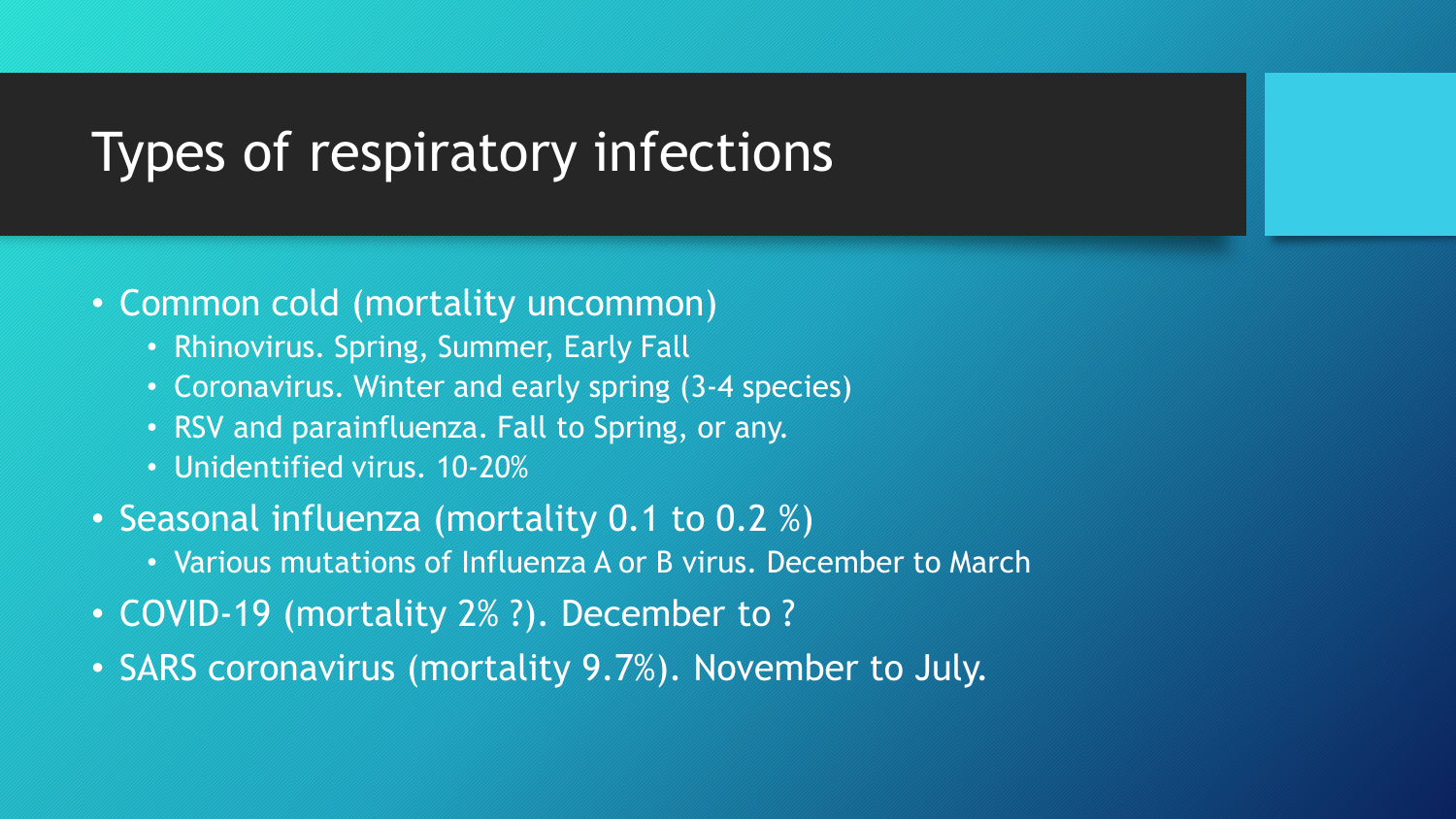# Types of respiratory infections

- Common cold (mortality uncommon)
  - Rhinovirus. Spring, Summer, Early Fall
  - Coronavirus. Winter and early spring (3-4 species)
  - RSV and parainfluenza. Fall to Spring, or any.
  - Unidentified virus. 10-20%
- Seasonal influenza (mortality 0.1 to 0.2 %)
  - Various mutations of Influenza A or B virus. December to March
- COVID-19 (mortality 2% ?). December to ?
- SARS coronavirus (mortality 9.7%). November to July.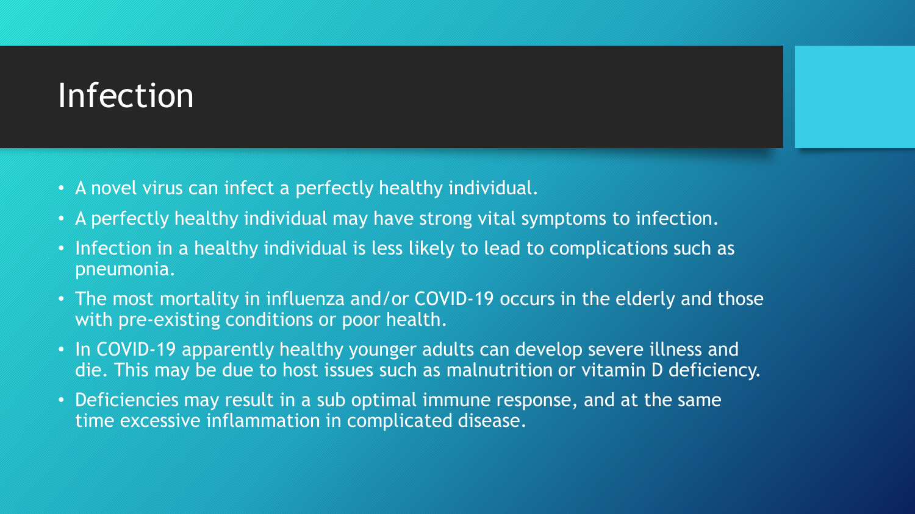# Infection

- A novel virus can infect a perfectly healthy individual.
- A perfectly healthy individual may have strong vital symptoms to infection.
- Infection in a healthy individual is less likely to lead to complications such as pneumonia.
- The most mortality in influenza and/or COVID-19 occurs in the elderly and those with pre-existing conditions or poor health.
- In COVID-19 apparently healthy younger adults can develop severe illness and die. This may be due to host issues such as malnutrition or vitamin D deficiency.
- Deficiencies may result in a sub optimal immune response, and at the same time excessive inflammation in complicated disease.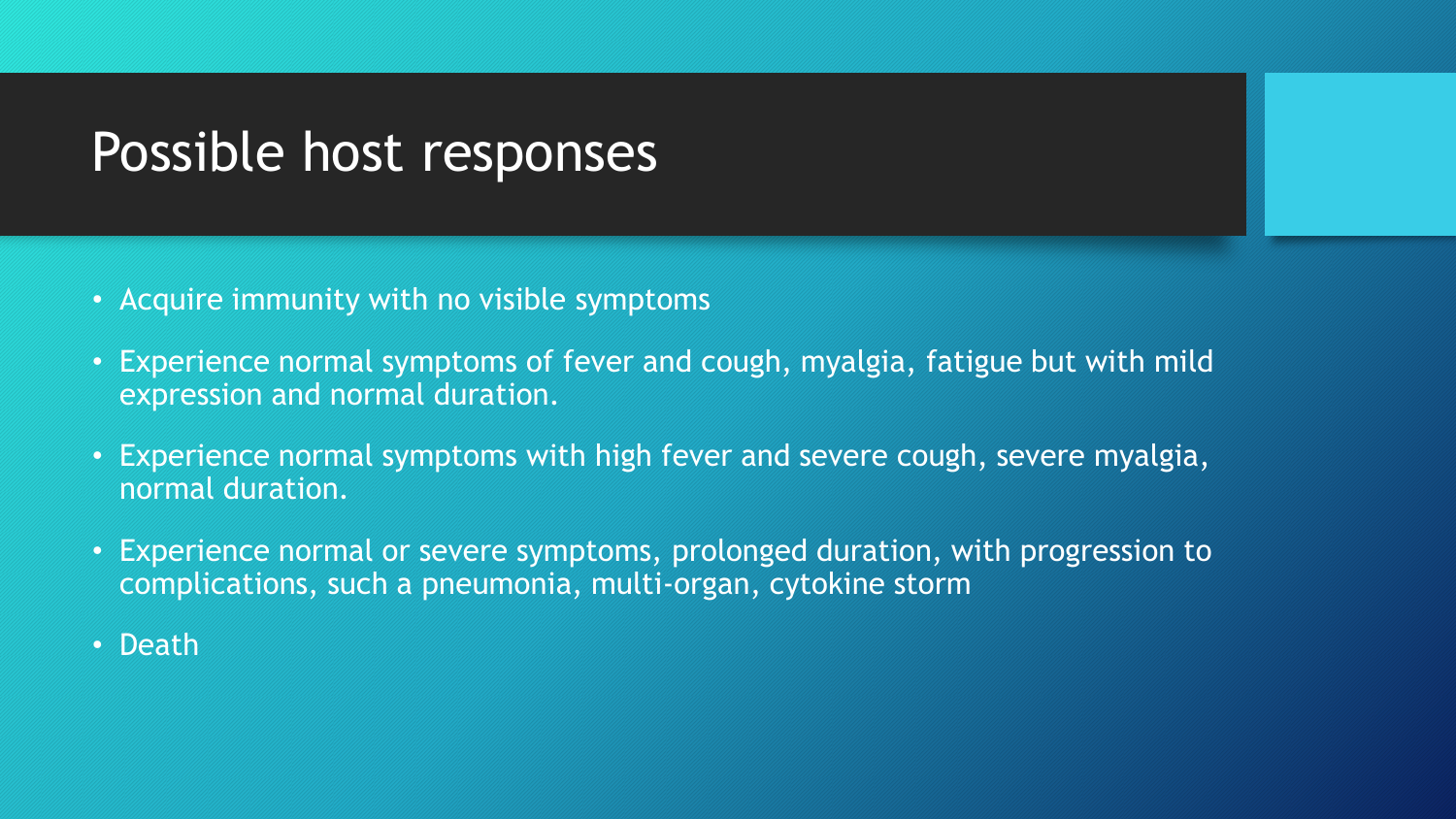# Possible host responses

- Acquire immunity with no visible symptoms
- Experience normal symptoms of fever and cough, myalgia, fatigue but with mild expression and normal duration.
- Experience normal symptoms with high fever and severe cough, severe myalgia, normal duration.
- Experience normal or severe symptoms, prolonged duration, with progression to complications, such a pneumonia, multi-organ, cytokine storm
- Death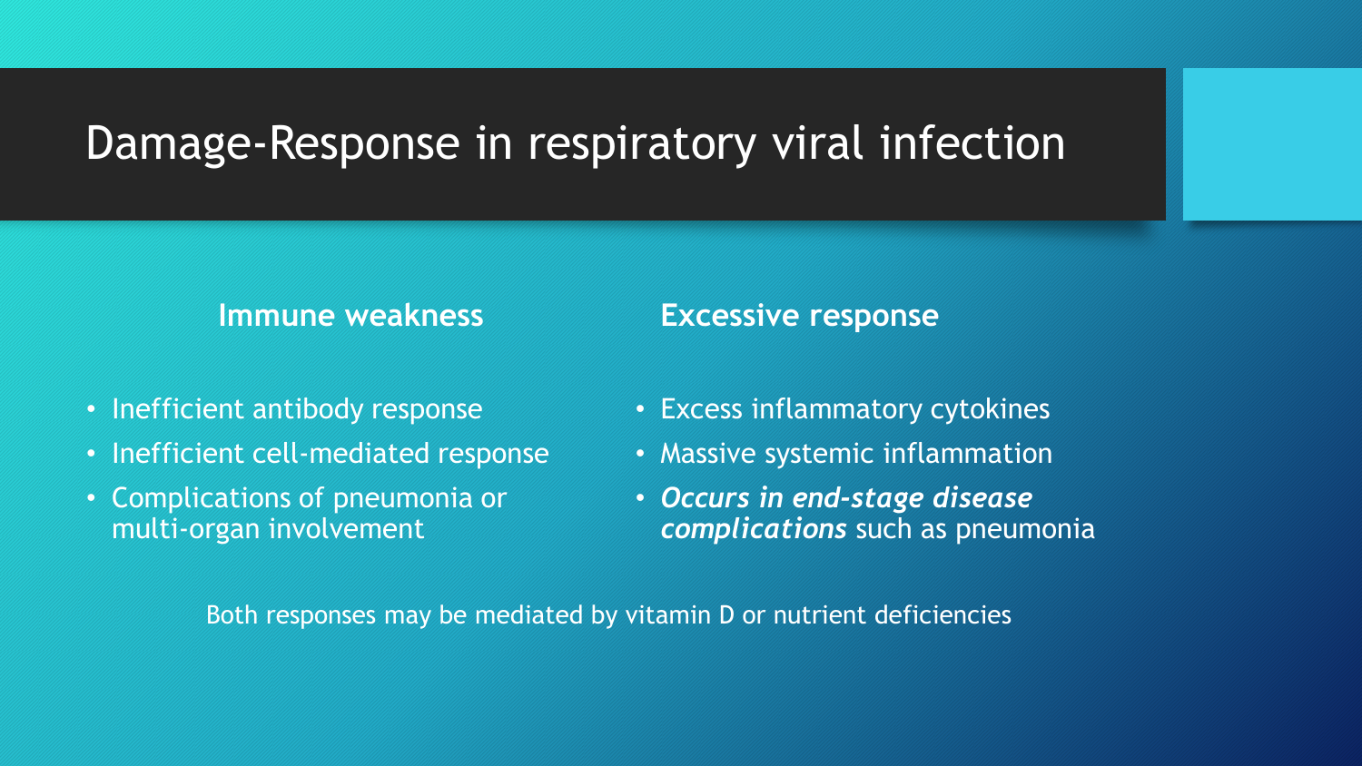# Damage-Response in respiratory viral infection

### Immune weakness

- Inefficient antibody response
- Inefficient cell-mediated response
- Complications of pneumonia or multi-organ involvement

### Excessive response

- Excess inflammatory cytokines
- Massive systemic inflammation
- ***Occurs in end-stage disease complications*** such as pneumonia

Both responses may be mediated by vitamin D or nutrient deficiencies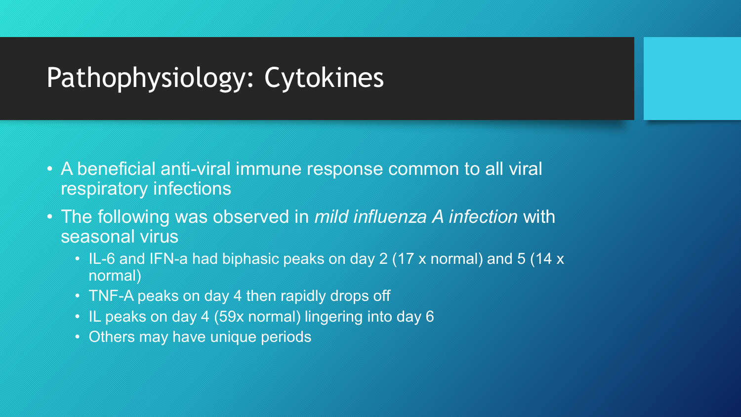# Pathophysiology: Cytokines

- A beneficial anti-viral immune response common to all viral respiratory infections
- The following was observed in *mild influenza A infection* with seasonal virus
  - IL-6 and IFN-a had biphasic peaks on day 2 (17 x normal) and 5 (14 x normal)
  - TNF-A peaks on day 4 then rapidly drops off
  - IL peaks on day 4 (59x normal) lingering into day 6
  - Others may have unique periods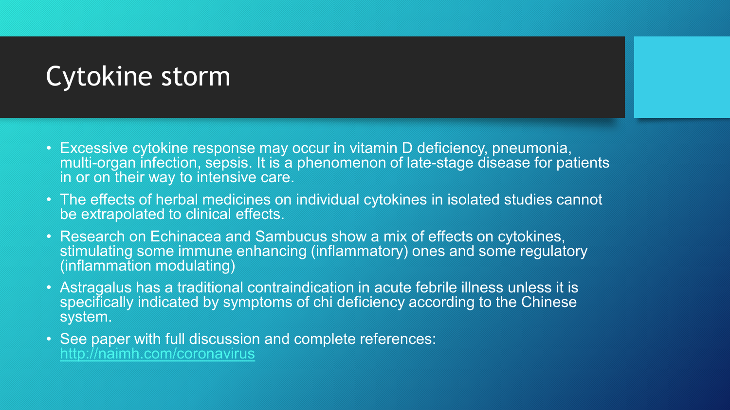# Cytokine storm

- Excessive cytokine response may occur in vitamin D deficiency, pneumonia, multi-organ infection, sepsis. It is a phenomenon of late-stage disease for patients in or on their way to intensive care.
- The effects of herbal medicines on individual cytokines in isolated studies cannot be extrapolated to clinical effects.
- Research on Echinacea and Sambucus show a mix of effects on cytokines, stimulating some immune enhancing (inflammatory) ones and some regulatory (inflammation modulating)
- Astragalus has a traditional contraindication in acute febrile illness unless it is specifically indicated by symptoms of chi deficiency according to the Chinese system.
- See paper with full discussion and complete references: http://naimh.com/coronavirus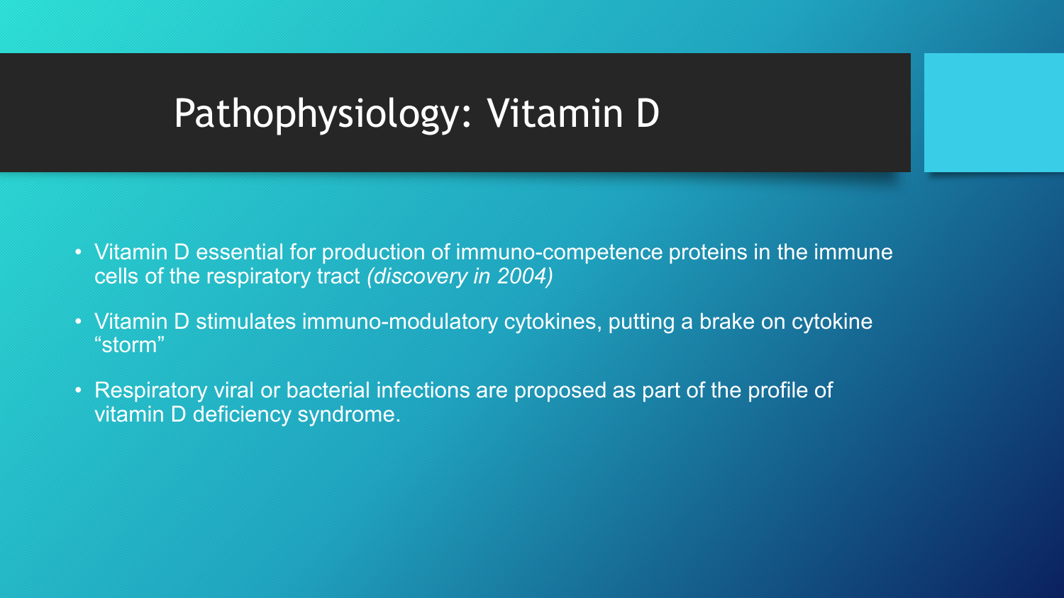# Pathophysiology: Vitamin D

- Vitamin D essential for production of immuno-competence proteins in the immune cells of the respiratory tract *(discovery in 2004)*
- Vitamin D stimulates immuno-modulatory cytokines, putting a brake on cytokine “storm”
- Respiratory viral or bacterial infections are proposed as part of the profile of vitamin D deficiency syndrome.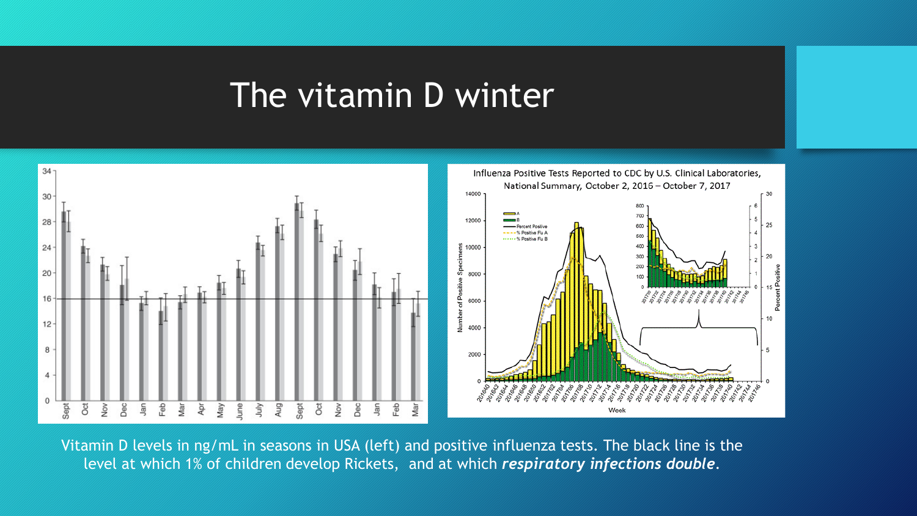# The vitamin D winter

Vitamin D levels in ng/mL in seasons in USA (left) and positive influenza tests. The black line is the level at which 1% of children develop Rickets, and at which ***respiratory infections double***.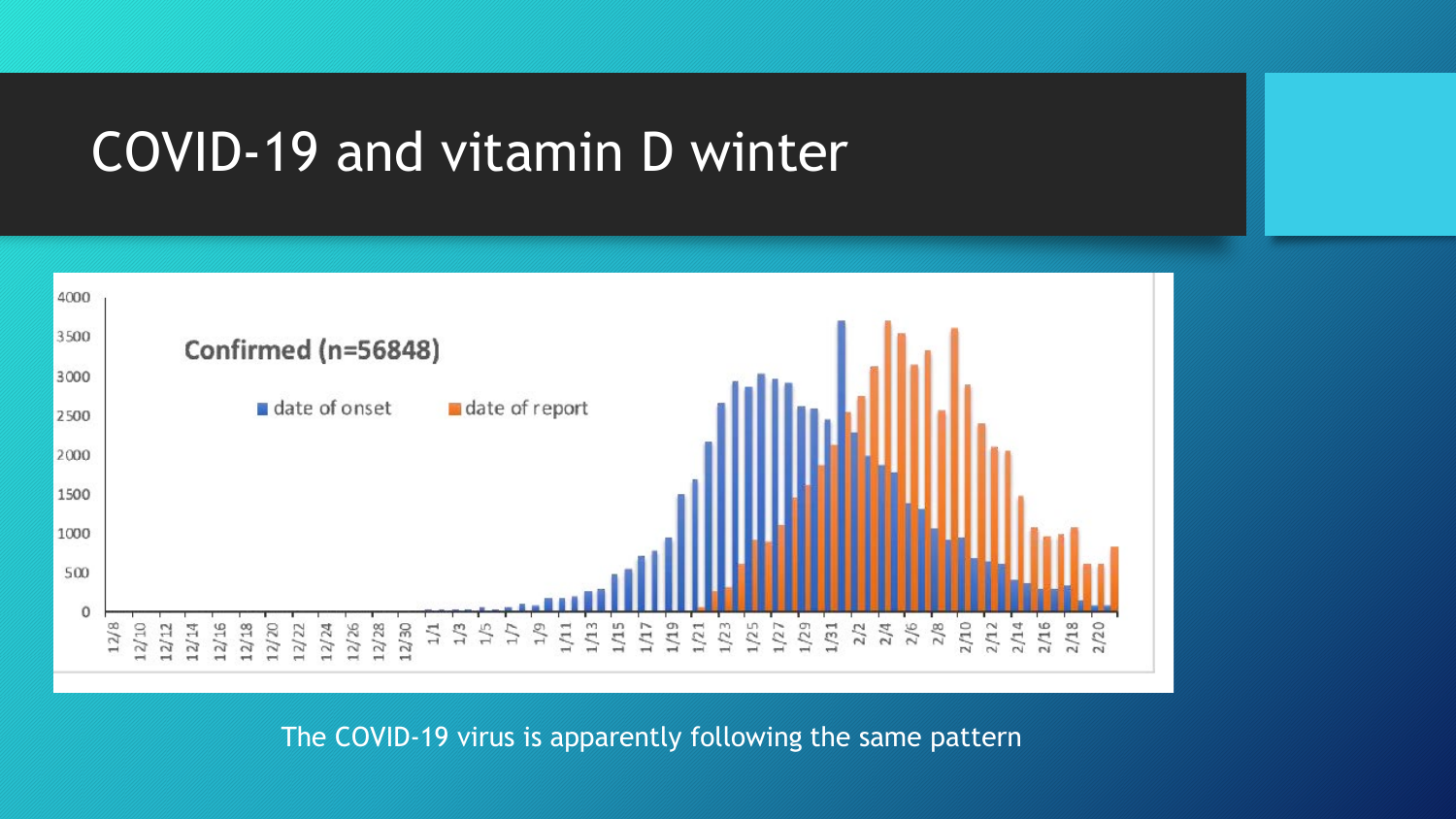# COVID-19 and vitamin D winter

Confirmed (n=56848)

■ date of onset ■ date of report

The COVID-19 virus is apparently following the same pattern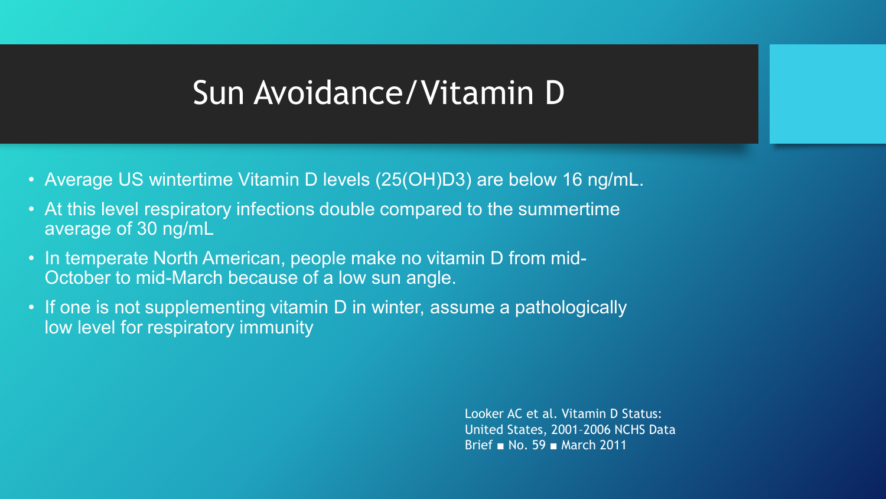# Sun Avoidance/Vitamin D

- Average US wintertime Vitamin D levels (25(OH)D3) are below 16 ng/mL.
- At this level respiratory infections double compared to the summertime average of 30 ng/mL
- In temperate North American, people make no vitamin D from mid-October to mid-March because of a low sun angle.
- If one is not supplementing vitamin D in winter, assume a pathologically low level for respiratory immunity

Looker AC et al. Vitamin D Status: United States, 2001–2006 NCHS Data Brief ■ No. 59 ■ March 2011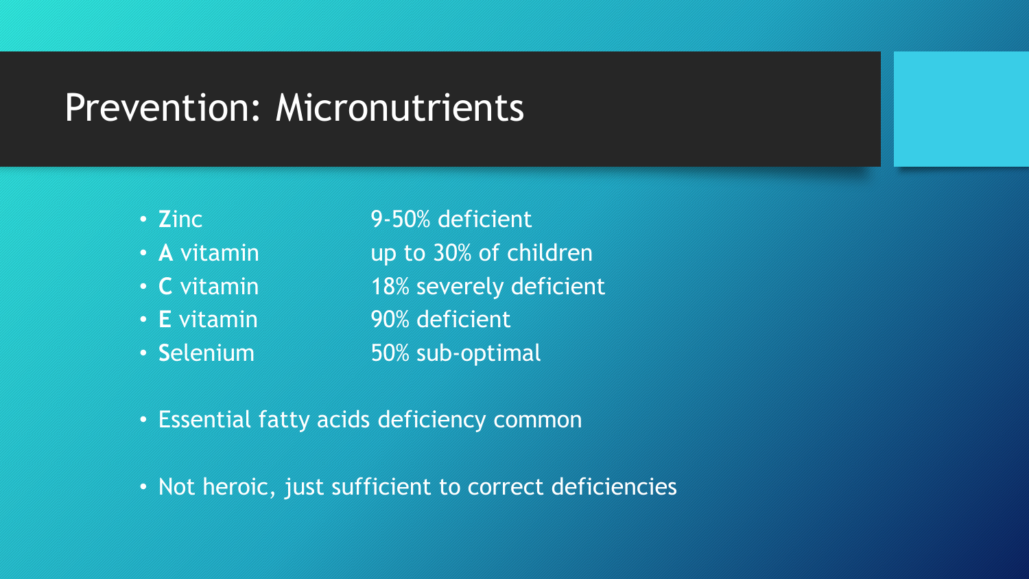# Prevention: Micronutrients

- **Z**inc 9-50% deficient
- **A** vitamin up to 30% of children
- **C** vitamin 18% severely deficient
- **E** vitamin 90% deficient
- **S**elenium 50% sub-optimal

- Essential fatty acids deficiency common

- Not heroic, just sufficient to correct deficiencies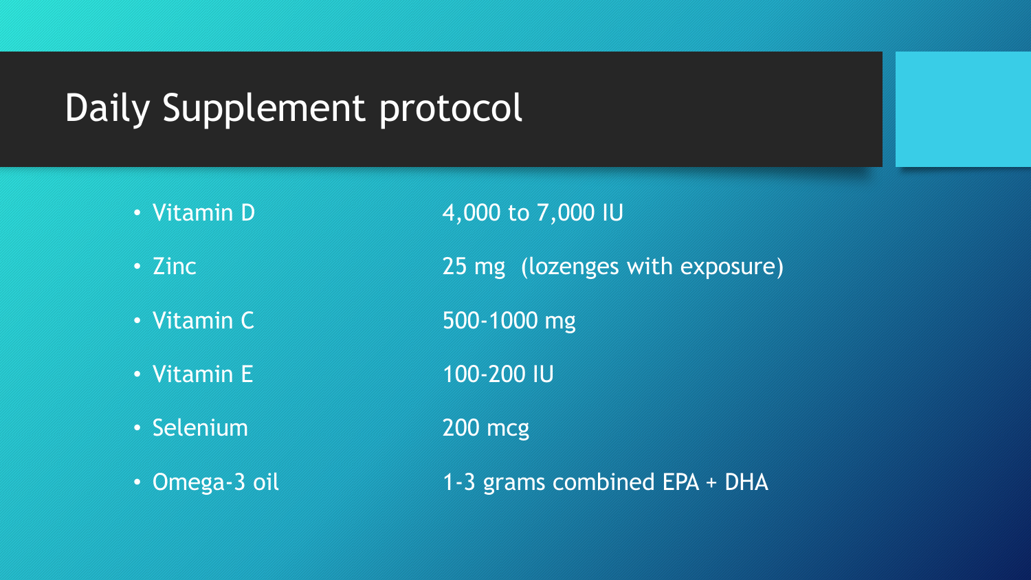# Daily Supplement protocol

- Vitamin D — 4,000 to 7,000 IU
- Zinc — 25 mg (lozenges with exposure)
- Vitamin C — 500-1000 mg
- Vitamin E — 100-200 IU
- Selenium — 200 mcg
- Omega-3 oil — 1-3 grams combined EPA + DHA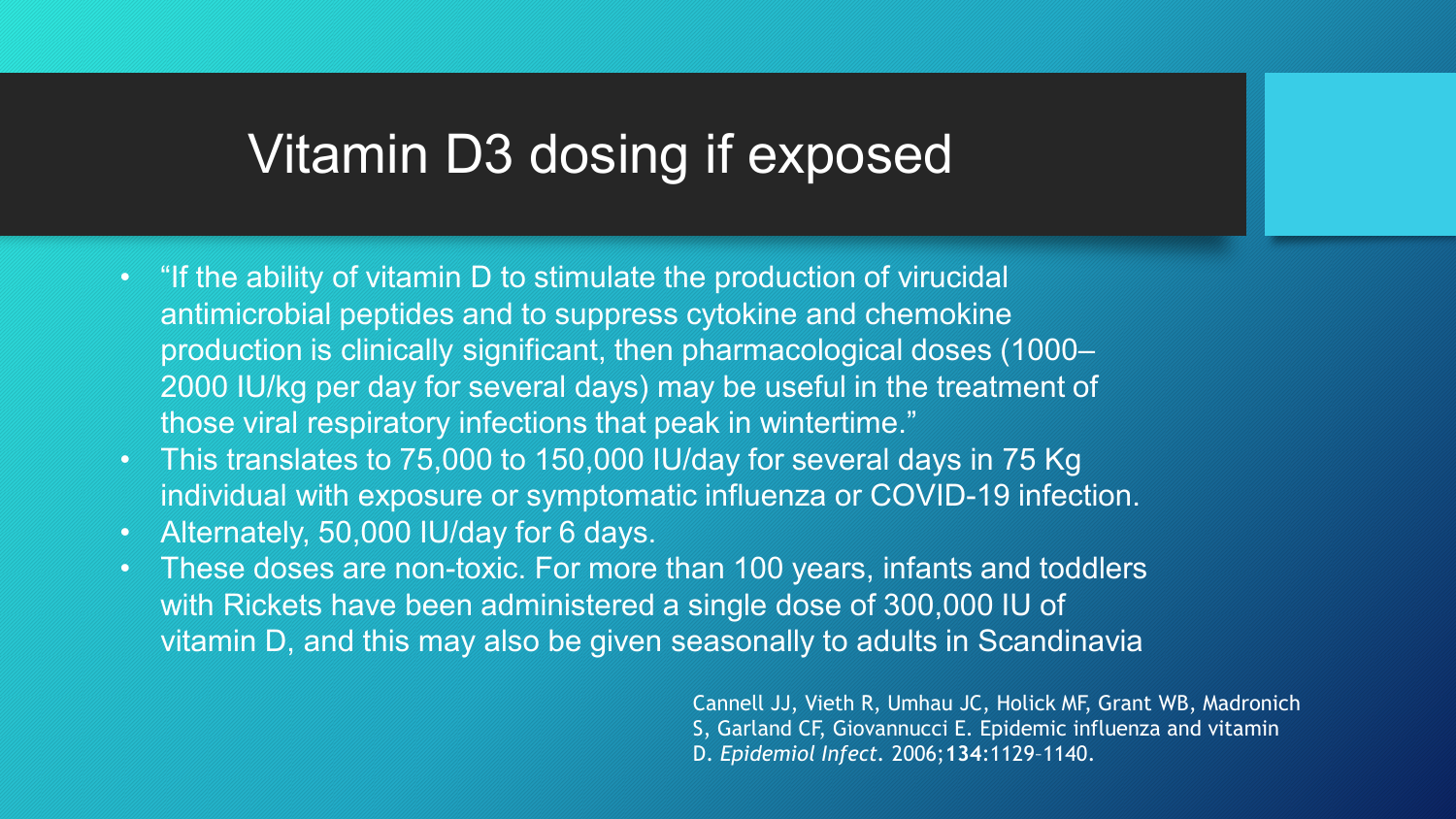# Vitamin D3 dosing if exposed

- "If the ability of vitamin D to stimulate the production of virucidal antimicrobial peptides and to suppress cytokine and chemokine production is clinically significant, then pharmacological doses (1000–2000 IU/kg per day for several days) may be useful in the treatment of those viral respiratory infections that peak in wintertime."
- This translates to 75,000 to 150,000 IU/day for several days in 75 Kg individual with exposure or symptomatic influenza or COVID-19 infection.
- Alternately, 50,000 IU/day for 6 days.
- These doses are non-toxic. For more than 100 years, infants and toddlers with Rickets have been administered a single dose of 300,000 IU of vitamin D, and this may also be given seasonally to adults in Scandinavia

Cannell JJ, Vieth R, Umhau JC, Holick MF, Grant WB, Madronich S, Garland CF, Giovannucci E. Epidemic influenza and vitamin D. *Epidemiol Infect*. 2006;**134**:1129–1140.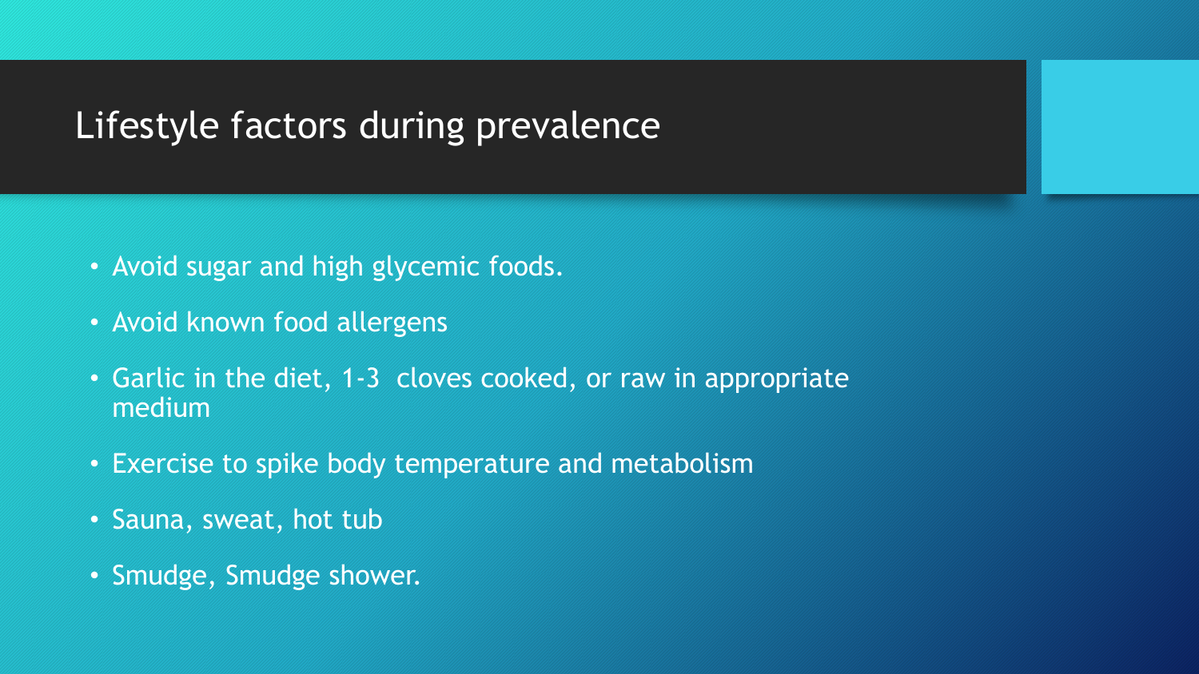# Lifestyle factors during prevalence

- Avoid sugar and high glycemic foods.
- Avoid known food allergens
- Garlic in the diet, 1-3 cloves cooked, or raw in appropriate medium
- Exercise to spike body temperature and metabolism
- Sauna, sweat, hot tub
- Smudge, Smudge shower.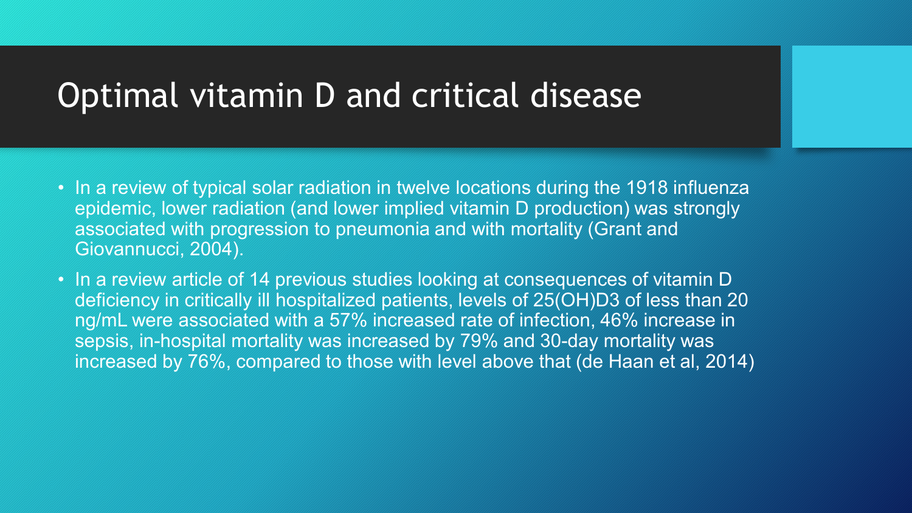# Optimal vitamin D and critical disease

- In a review of typical solar radiation in twelve locations during the 1918 influenza epidemic, lower radiation (and lower implied vitamin D production) was strongly associated with progression to pneumonia and with mortality (Grant and Giovannucci, 2004).
- In a review article of 14 previous studies looking at consequences of vitamin D deficiency in critically ill hospitalized patients, levels of 25(OH)D3 of less than 20 ng/mL were associated with a 57% increased rate of infection, 46% increase in sepsis, in-hospital mortality was increased by 79% and 30-day mortality was increased by 76%, compared to those with level above that (de Haan et al, 2014)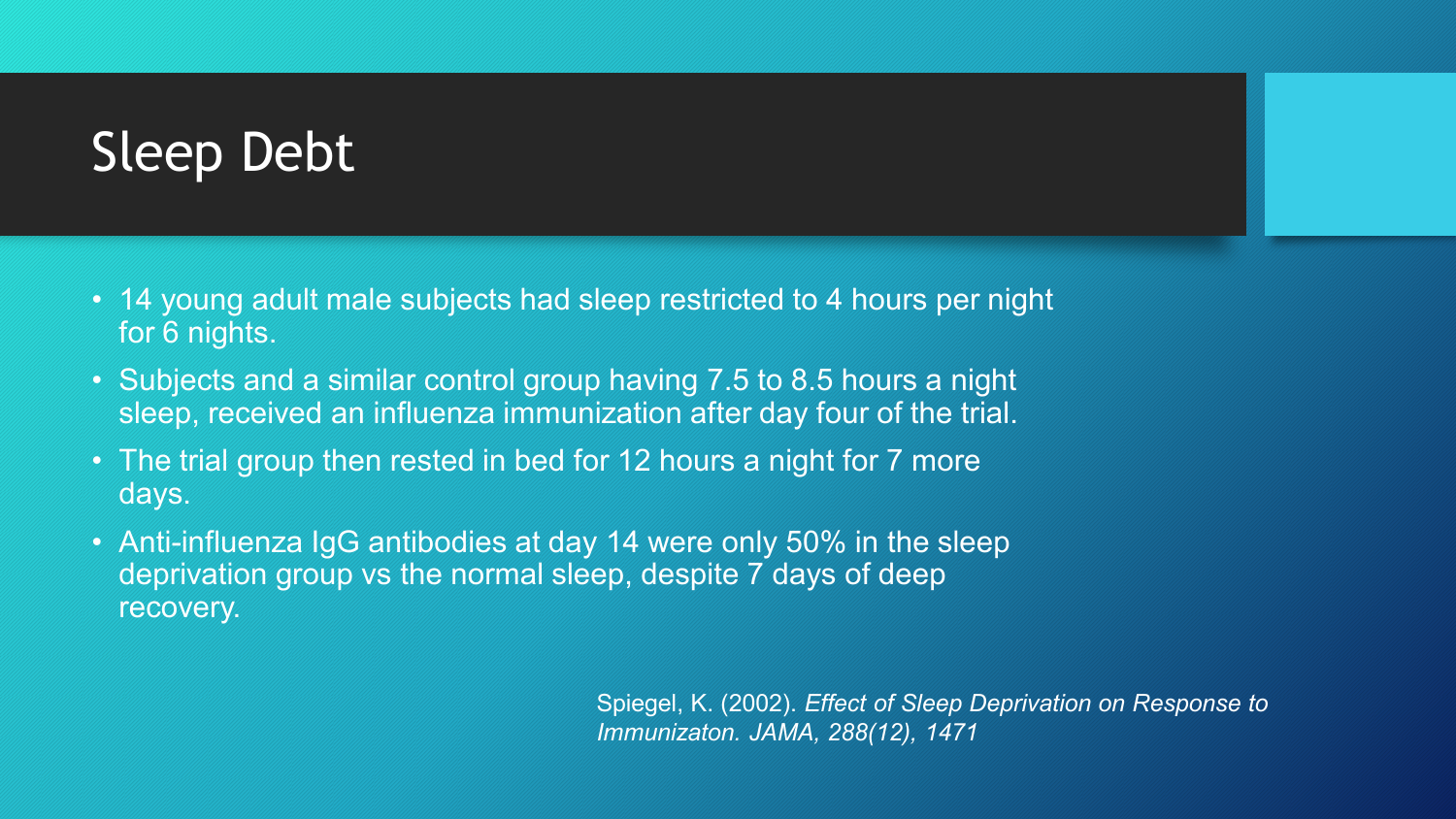# Sleep Debt

- 14 young adult male subjects had sleep restricted to 4 hours per night for 6 nights.
- Subjects and a similar control group having 7.5 to 8.5 hours a night sleep, received an influenza immunization after day four of the trial.
- The trial group then rested in bed for 12 hours a night for 7 more days.
- Anti-influenza IgG antibodies at day 14 were only 50% in the sleep deprivation group vs the normal sleep, despite 7 days of deep recovery.

Spiegel, K. (2002). *Effect of Sleep Deprivation on Response to Immunizaton. JAMA, 288(12), 1471*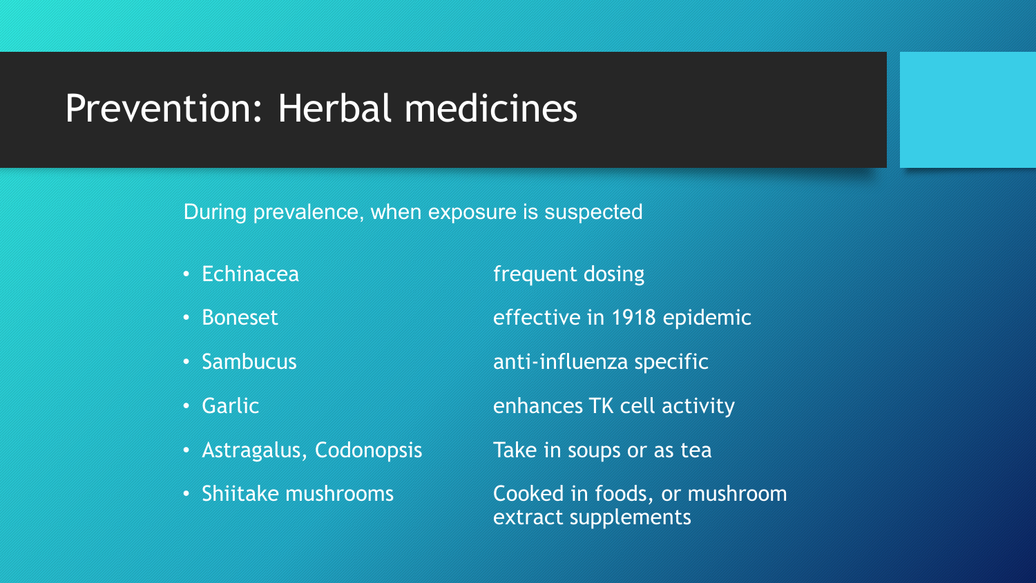# Prevention: Herbal medicines

During prevalence, when exposure is suspected

| | |
|---|---|
| • Echinacea | frequent dosing |
| • Boneset | effective in 1918 epidemic |
| • Sambucus | anti-influenza specific |
| • Garlic | enhances TK cell activity |
| • Astragalus, Codonopsis | Take in soups or as tea |
| • Shiitake mushrooms | Cooked in foods, or mushroom extract supplements |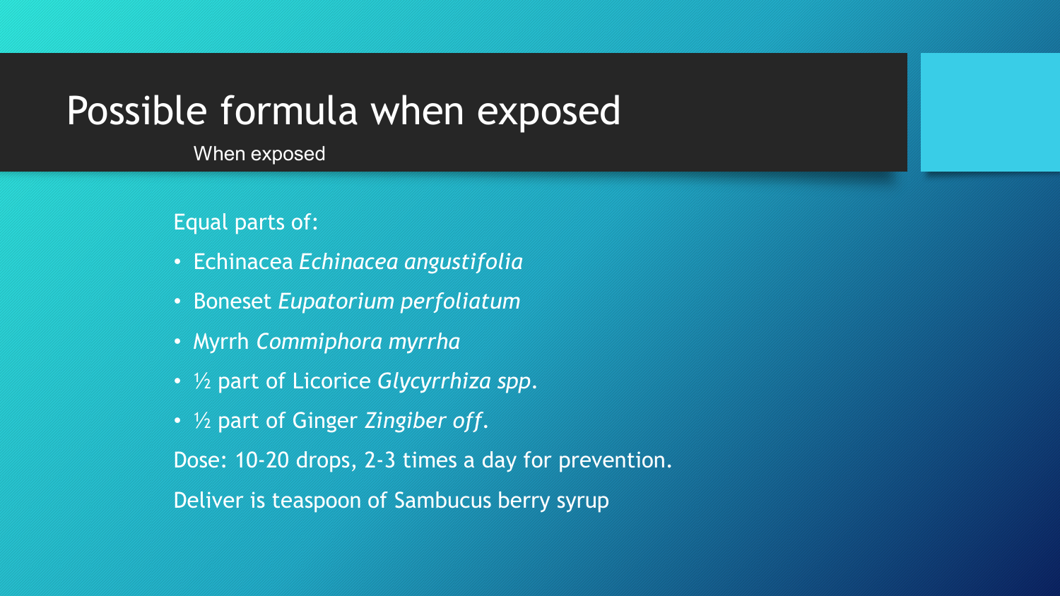# Possible formula when exposed

When exposed

Equal parts of:

- Echinacea *Echinacea angustifolia*
- Boneset *Eupatorium perfoliatum*
- Myrrh *Commiphora myrrha*
- ½ part of Licorice *Glycyrrhiza spp*.
- ½ part of Ginger *Zingiber off*.

Dose: 10-20 drops, 2-3 times a day for prevention.

Deliver is teaspoon of Sambucus berry syrup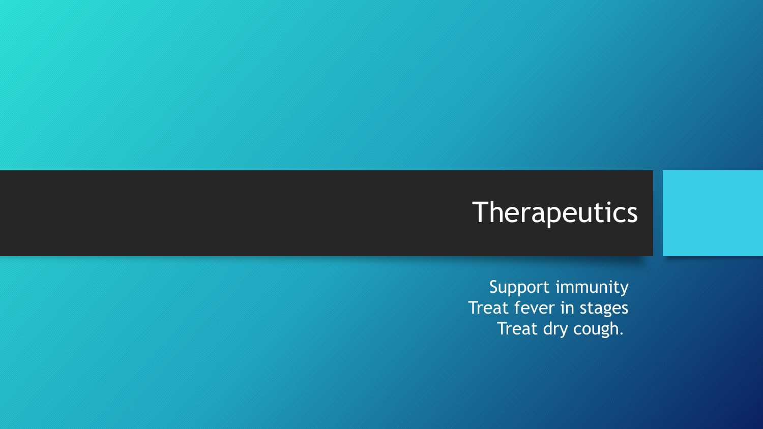# Therapeutics

Support immunity
Treat fever in stages
Treat dry cough.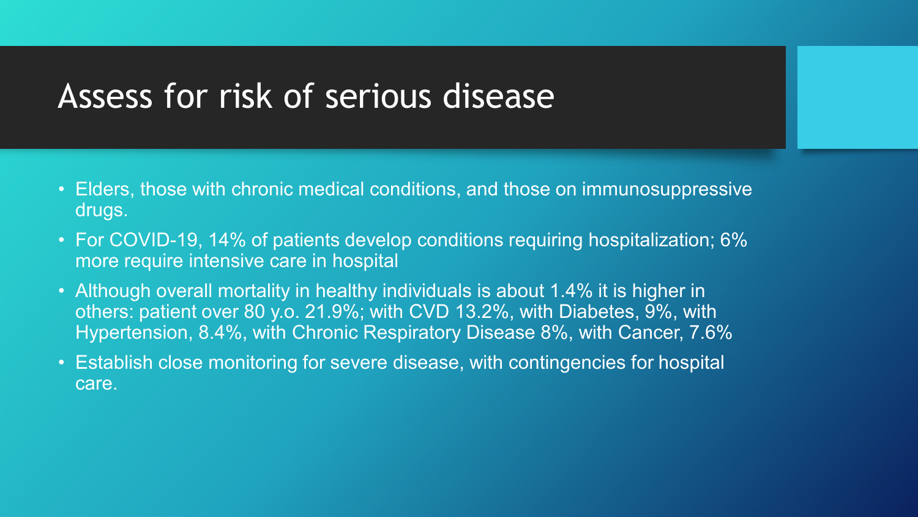# Assess for risk of serious disease

- Elders, those with chronic medical conditions, and those on immunosuppressive drugs.
- For COVID-19, 14% of patients develop conditions requiring hospitalization; 6% more require intensive care in hospital
- Although overall mortality in healthy individuals is about 1.4% it is higher in others: patient over 80 y.o. 21.9%; with CVD 13.2%, with Diabetes, 9%, with Hypertension, 8.4%, with Chronic Respiratory Disease 8%, with Cancer, 7.6%
- Establish close monitoring for severe disease, with contingencies for hospital care.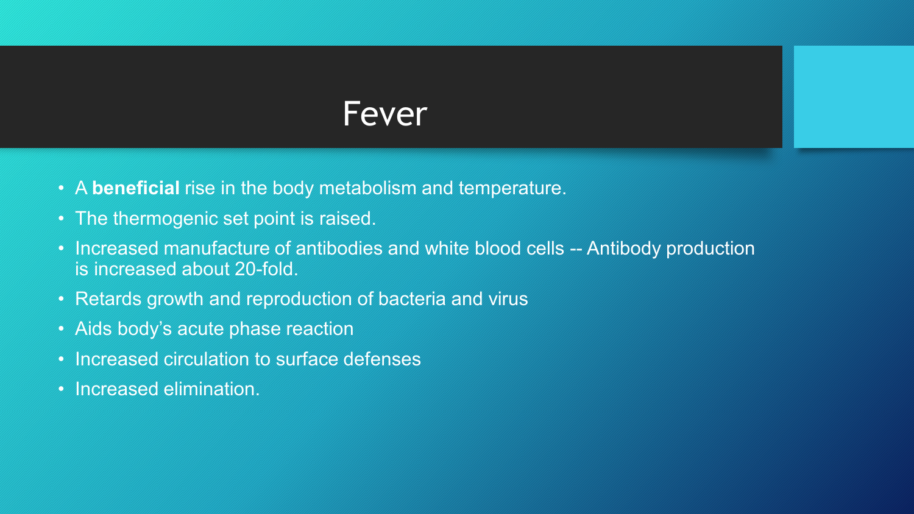# Fever

- A **beneficial** rise in the body metabolism and temperature.
- The thermogenic set point is raised.
- Increased manufacture of antibodies and white blood cells -- Antibody production is increased about 20-fold.
- Retards growth and reproduction of bacteria and virus
- Aids body's acute phase reaction
- Increased circulation to surface defenses
- Increased elimination.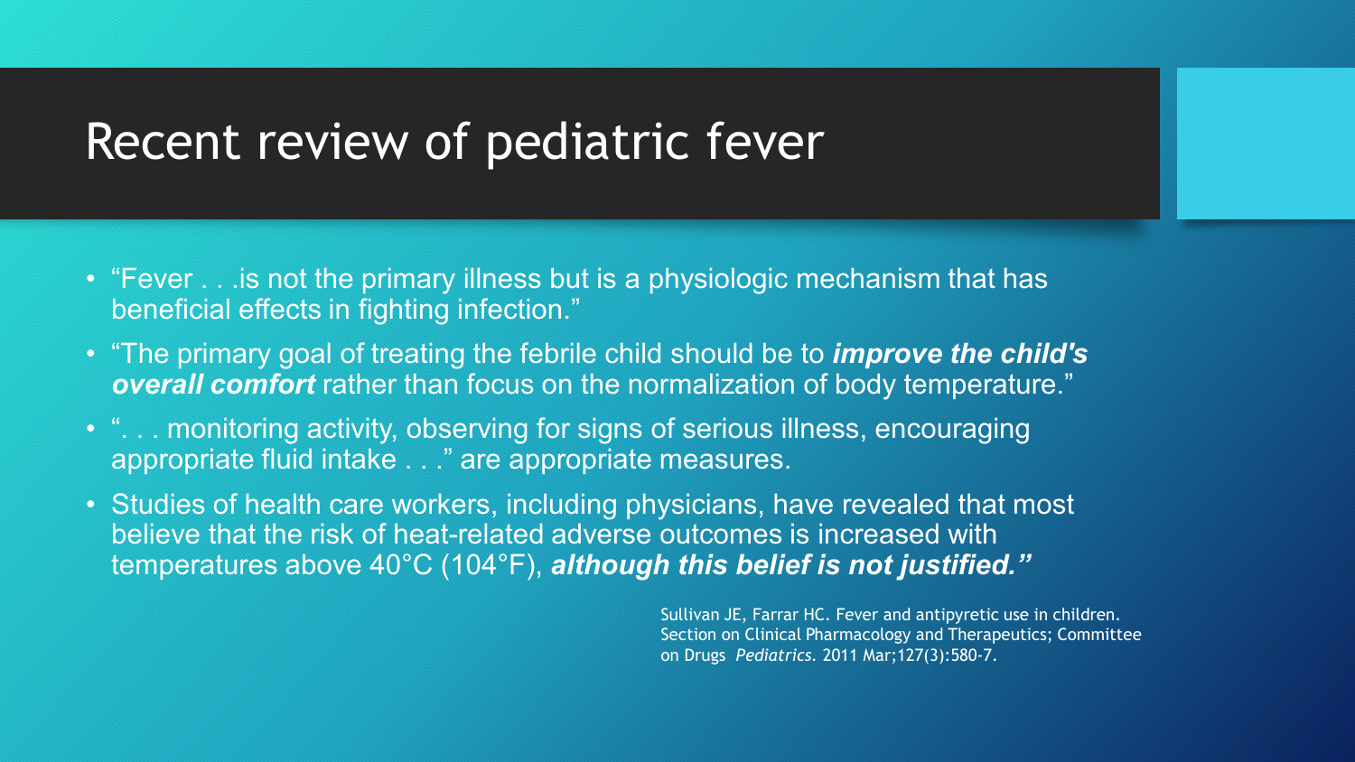# Recent review of pediatric fever

- "Fever . . .is not the primary illness but is a physiologic mechanism that has beneficial effects in fighting infection."
- "The primary goal of treating the febrile child should be to ***improve the child's overall comfort*** rather than focus on the normalization of body temperature."
- ". . . monitoring activity, observing for signs of serious illness, encouraging appropriate fluid intake . . ." are appropriate measures.
- Studies of health care workers, including physicians, have revealed that most believe that the risk of heat-related adverse outcomes is increased with temperatures above 40°C (104°F), ***although this belief is not justified."***

Sullivan JE, Farrar HC. Fever and antipyretic use in children. Section on Clinical Pharmacology and Therapeutics; Committee on Drugs *Pediatrics*. 2011 Mar;127(3):580-7.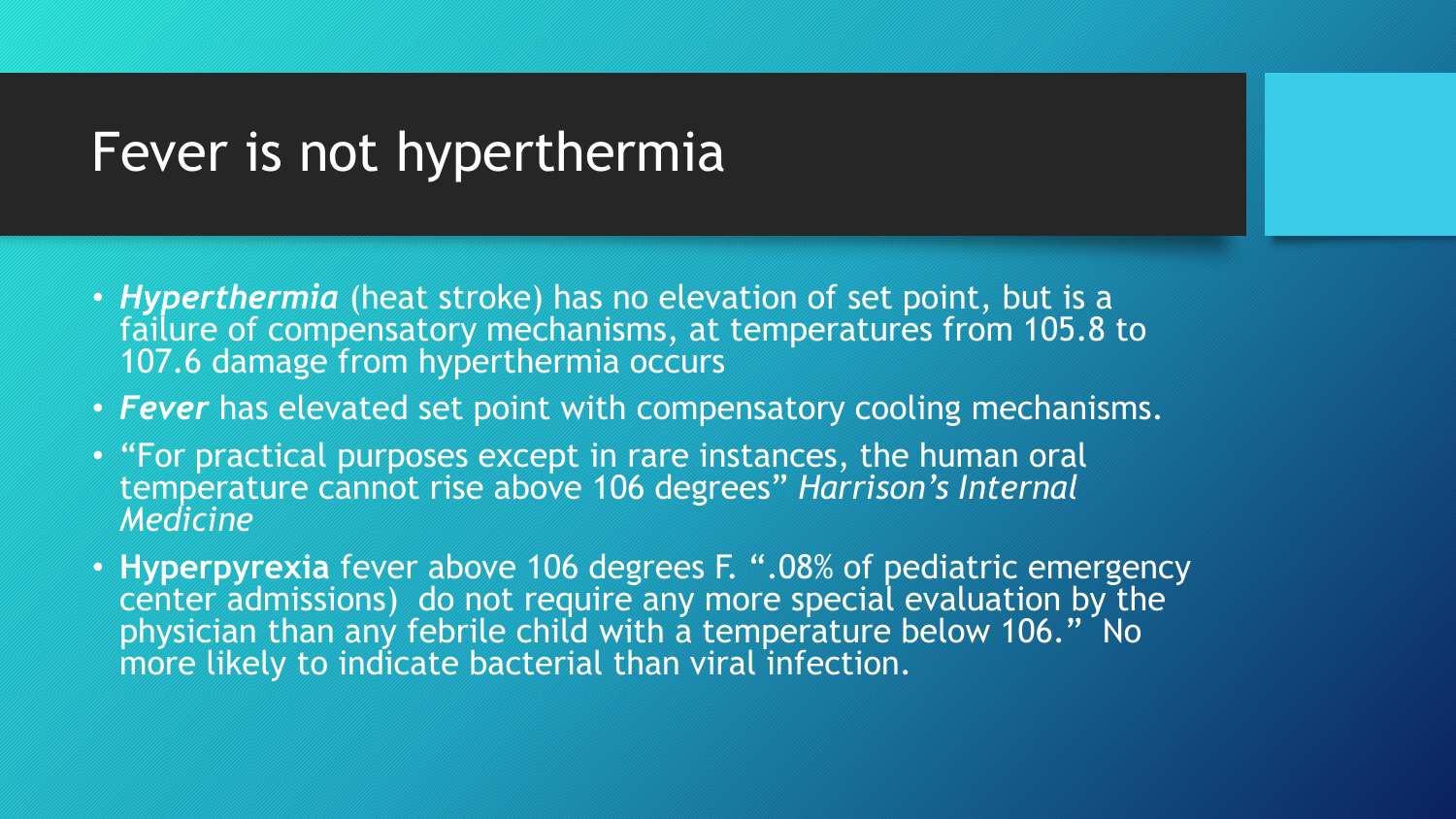# Fever is not hyperthermia

- ***Hyperthermia*** (heat stroke) has no elevation of set point, but is a failure of compensatory mechanisms, at temperatures from 105.8 to 107.6 damage from hyperthermia occurs
- ***Fever*** has elevated set point with compensatory cooling mechanisms.
- "For practical purposes except in rare instances, the human oral temperature cannot rise above 106 degrees" *Harrison's Internal Medicine*
- **Hyperpyrexia** fever above 106 degrees F. ".08% of pediatric emergency center admissions) do not require any more special evaluation by the physician than any febrile child with a temperature below 106." No more likely to indicate bacterial than viral infection.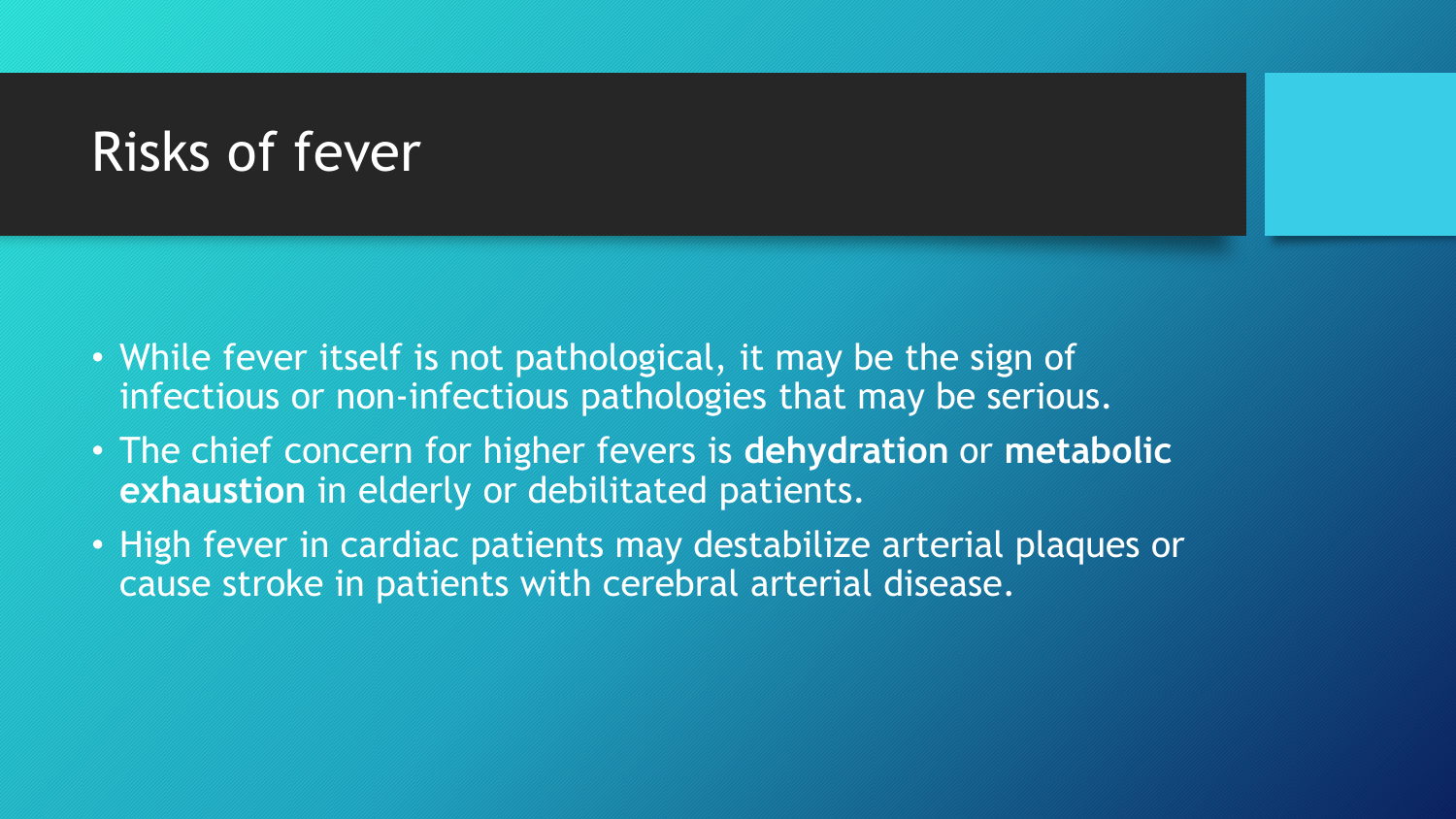# Risks of fever

- While fever itself is not pathological, it may be the sign of infectious or non-infectious pathologies that may be serious.
- The chief concern for higher fevers is **dehydration** or **metabolic exhaustion** in elderly or debilitated patients.
- High fever in cardiac patients may destabilize arterial plaques or cause stroke in patients with cerebral arterial disease.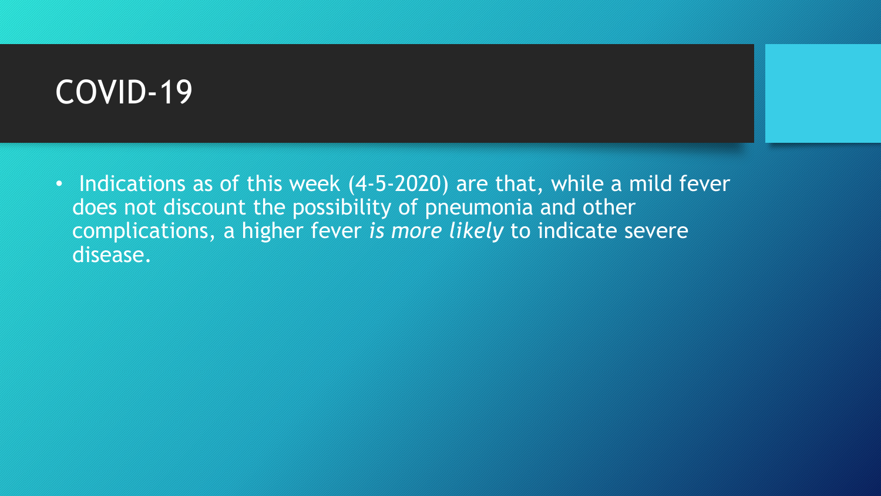# COVID-19

- Indications as of this week (4-5-2020) are that, while a mild fever does not discount the possibility of pneumonia and other complications, a higher fever *is more likely* to indicate severe disease.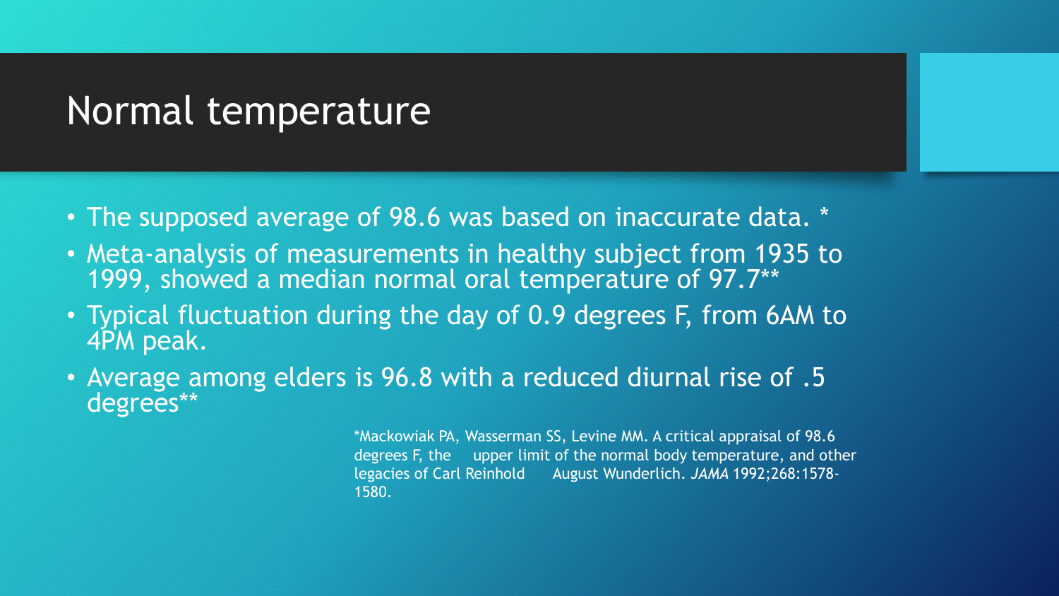# Normal temperature

- The supposed average of 98.6 was based on inaccurate data. *
- Meta-analysis of measurements in healthy subject from 1935 to 1999, showed a median normal oral temperature of 97.7**
- Typical fluctuation during the day of 0.9 degrees F, from 6AM to 4PM peak.
- Average among elders is 96.8 with a reduced diurnal rise of .5 degrees**

*Mackowiak PA, Wasserman SS, Levine MM. A critical appraisal of 98.6 degrees F, the upper limit of the normal body temperature, and other legacies of Carl Reinhold August Wunderlich. *JAMA* 1992;268:1578-1580.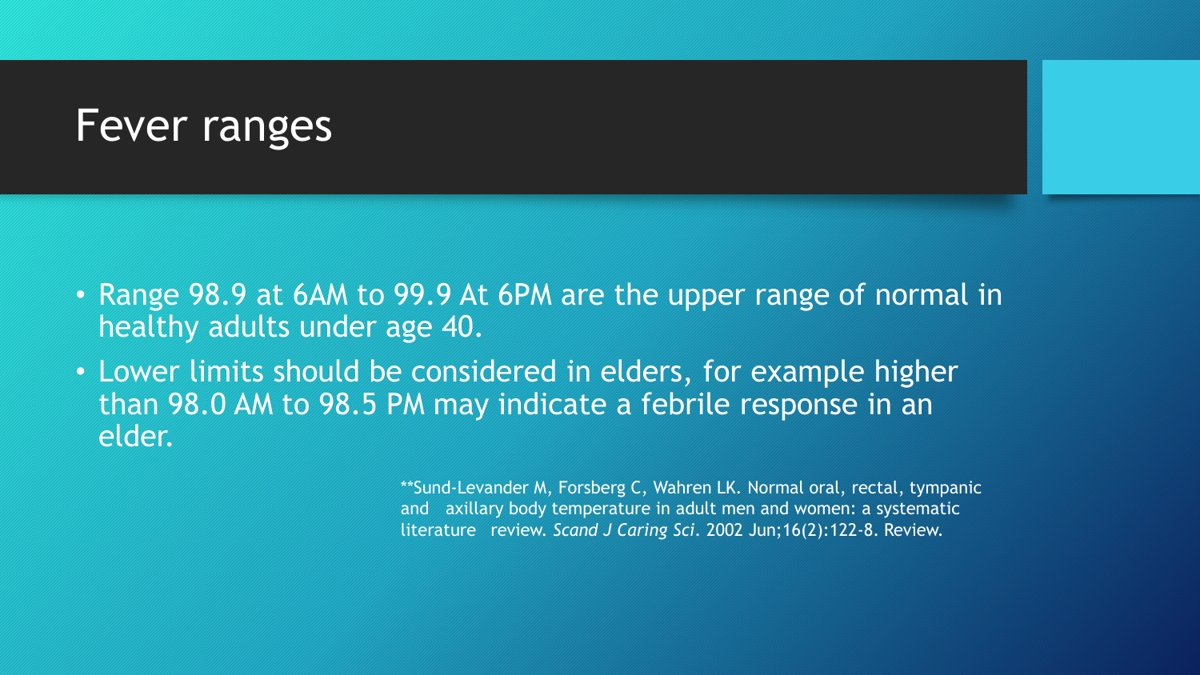# Fever ranges

- Range 98.9 at 6AM to 99.9 At 6PM are the upper range of normal in healthy adults under age 40.
- Lower limits should be considered in elders, for example higher than 98.0 AM to 98.5 PM may indicate a febrile response in an elder.

**Sund-Levander M, Forsberg C, Wahren LK. Normal oral, rectal, tympanic and axillary body temperature in adult men and women: a systematic literature review. *Scand J Caring Sci*. 2002 Jun;16(2):122-8. Review.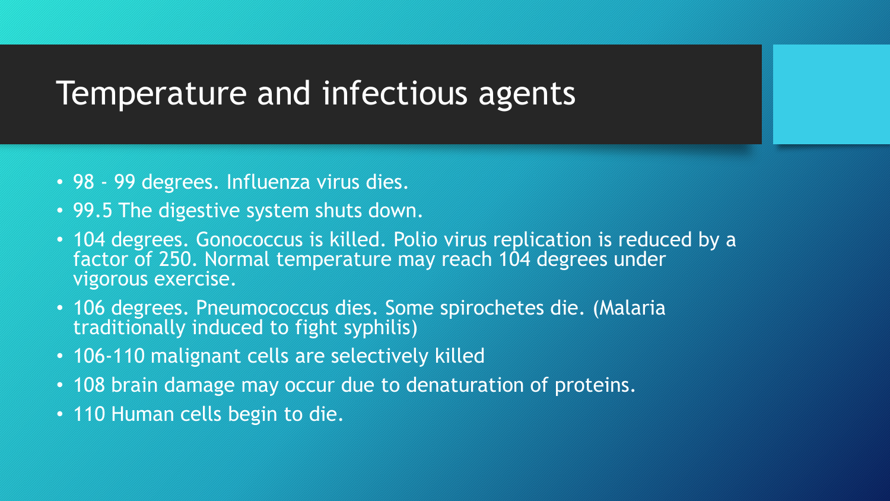# Temperature and infectious agents

- 98 - 99 degrees. Influenza virus dies.
- 99.5 The digestive system shuts down.
- 104 degrees. Gonococcus is killed. Polio virus replication is reduced by a factor of 250. Normal temperature may reach 104 degrees under vigorous exercise.
- 106 degrees. Pneumococcus dies. Some spirochetes die. (Malaria traditionally induced to fight syphilis)
- 106-110 malignant cells are selectively killed
- 108 brain damage may occur due to denaturation of proteins.
- 110 Human cells begin to die.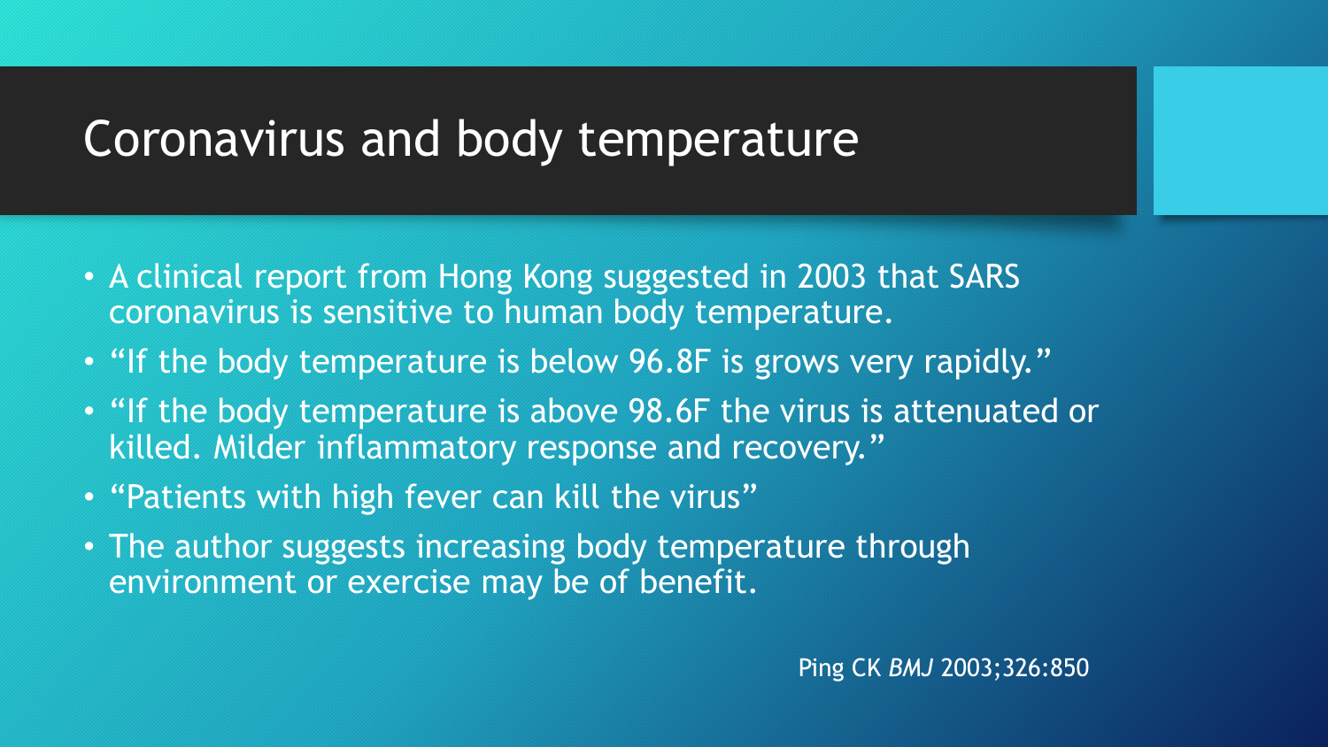# Coronavirus and body temperature

- A clinical report from Hong Kong suggested in 2003 that SARS coronavirus is sensitive to human body temperature.
- "If the body temperature is below 96.8F is grows very rapidly."
- "If the body temperature is above 98.6F the virus is attenuated or killed. Milder inflammatory response and recovery."
- "Patients with high fever can kill the virus"
- The author suggests increasing body temperature through environment or exercise may be of benefit.

Ping CK *BMJ* 2003;326:850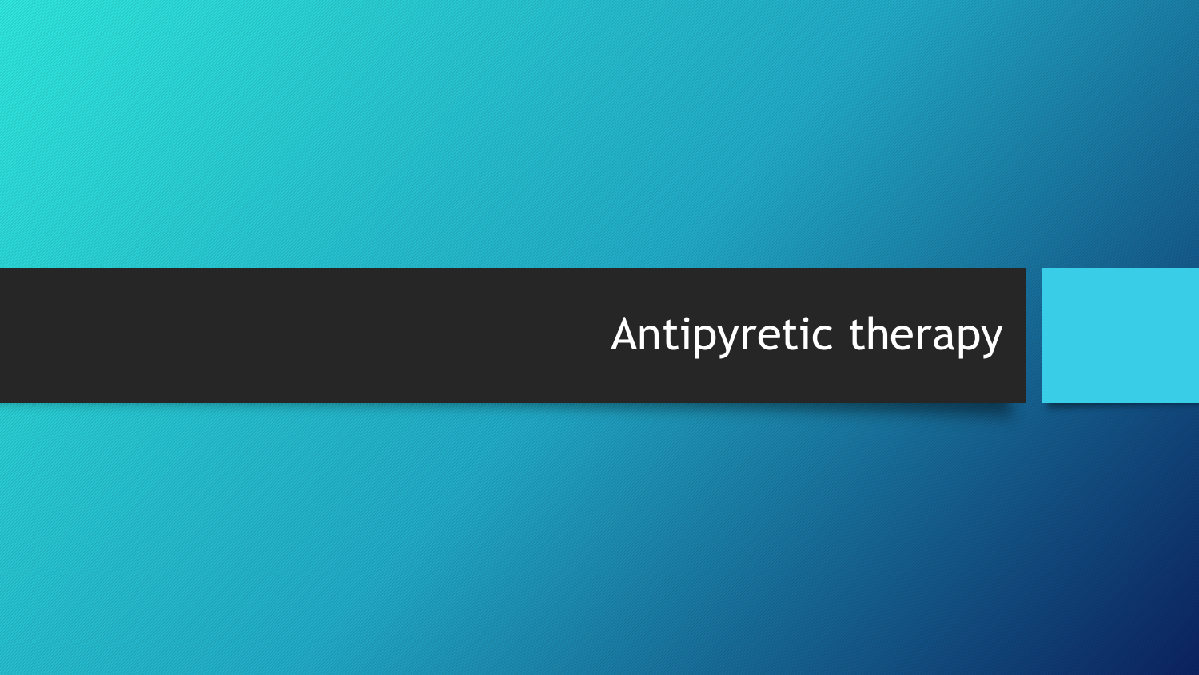# Antipyretic therapy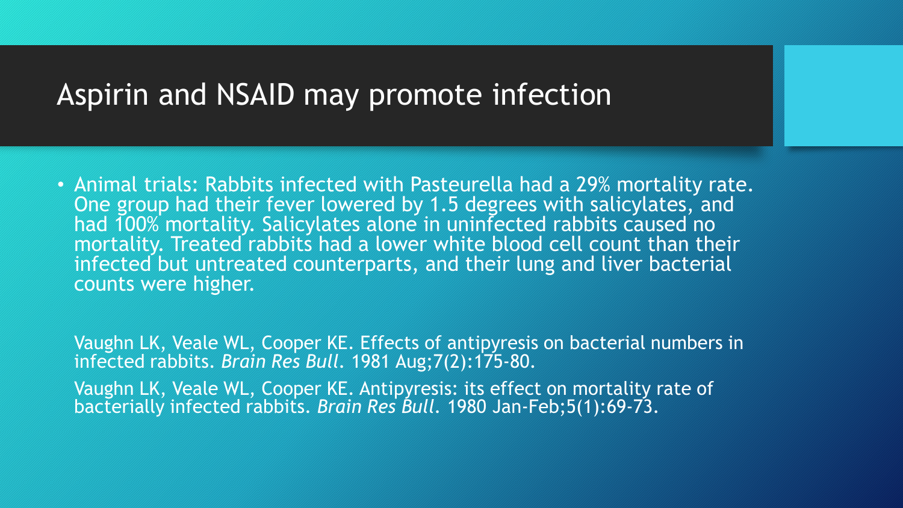# Aspirin and NSAID may promote infection

- Animal trials: Rabbits infected with Pasteurella had a 29% mortality rate. One group had their fever lowered by 1.5 degrees with salicylates, and had 100% mortality. Salicylates alone in uninfected rabbits caused no mortality. Treated rabbits had a lower white blood cell count than their infected but untreated counterparts, and their lung and liver bacterial counts were higher.

Vaughn LK, Veale WL, Cooper KE. Effects of antipyresis on bacterial numbers in infected rabbits. *Brain Res Bull*. 1981 Aug;7(2):175-80.

Vaughn LK, Veale WL, Cooper KE. Antipyresis: its effect on mortality rate of bacterially infected rabbits. *Brain Res Bull*. 1980 Jan-Feb;5(1):69-73.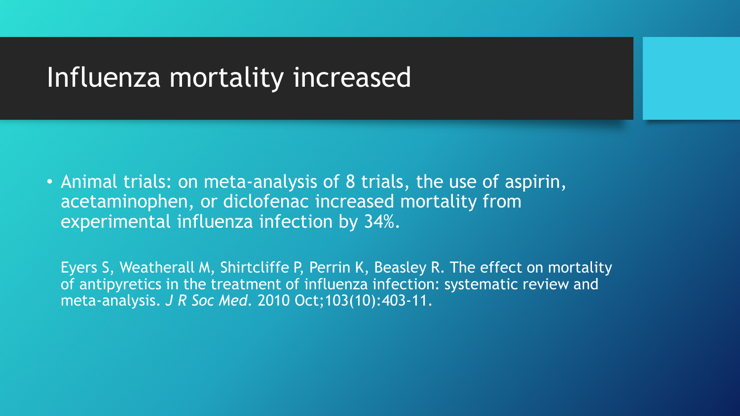# Influenza mortality increased

- Animal trials: on meta-analysis of 8 trials, the use of aspirin, acetaminophen, or diclofenac increased mortality from experimental influenza infection by 34%.

  Eyers S, Weatherall M, Shirtcliffe P, Perrin K, Beasley R. The effect on mortality of antipyretics in the treatment of influenza infection: systematic review and meta-analysis. *J R Soc Med*. 2010 Oct;103(10):403-11.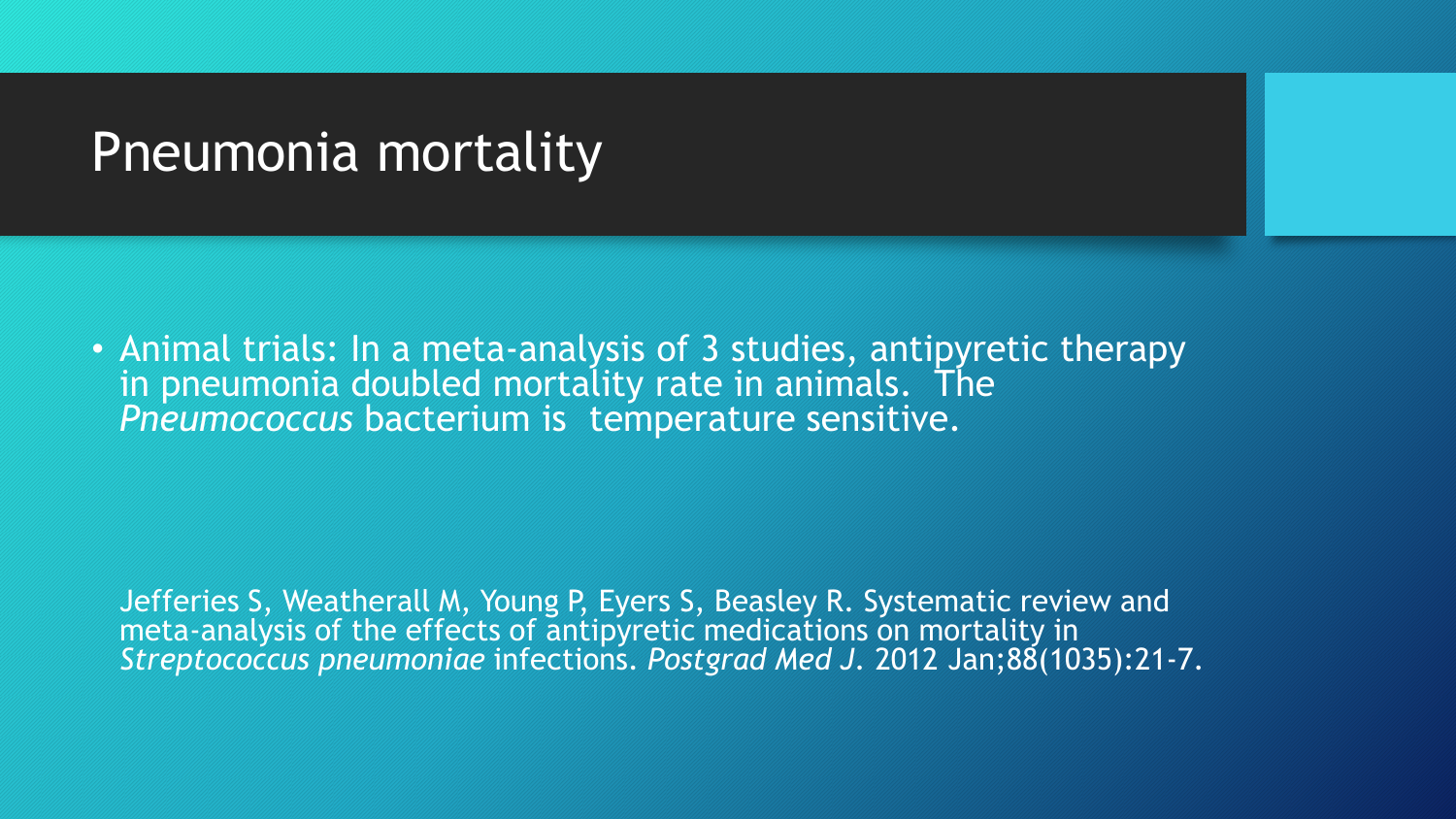# Pneumonia mortality

- Animal trials: In a meta-analysis of 3 studies, antipyretic therapy in pneumonia doubled mortality rate in animals. The *Pneumococcus* bacterium is temperature sensitive.

Jefferies S, Weatherall M, Young P, Eyers S, Beasley R. Systematic review and meta-analysis of the effects of antipyretic medications on mortality in *Streptococcus pneumoniae* infections. *Postgrad Med J*. 2012 Jan;88(1035):21-7.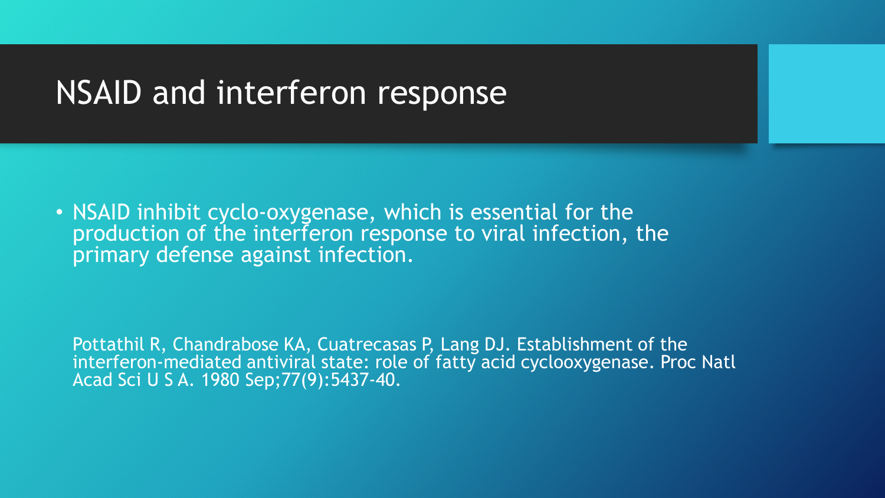# NSAID and interferon response

- NSAID inhibit cyclo-oxygenase, which is essential for the production of the interferon response to viral infection, the primary defense against infection.

Pottathil R, Chandrabose KA, Cuatrecasas P, Lang DJ. Establishment of the interferon-mediated antiviral state: role of fatty acid cyclooxygenase. Proc Natl Acad Sci U S A. 1980 Sep;77(9):5437-40.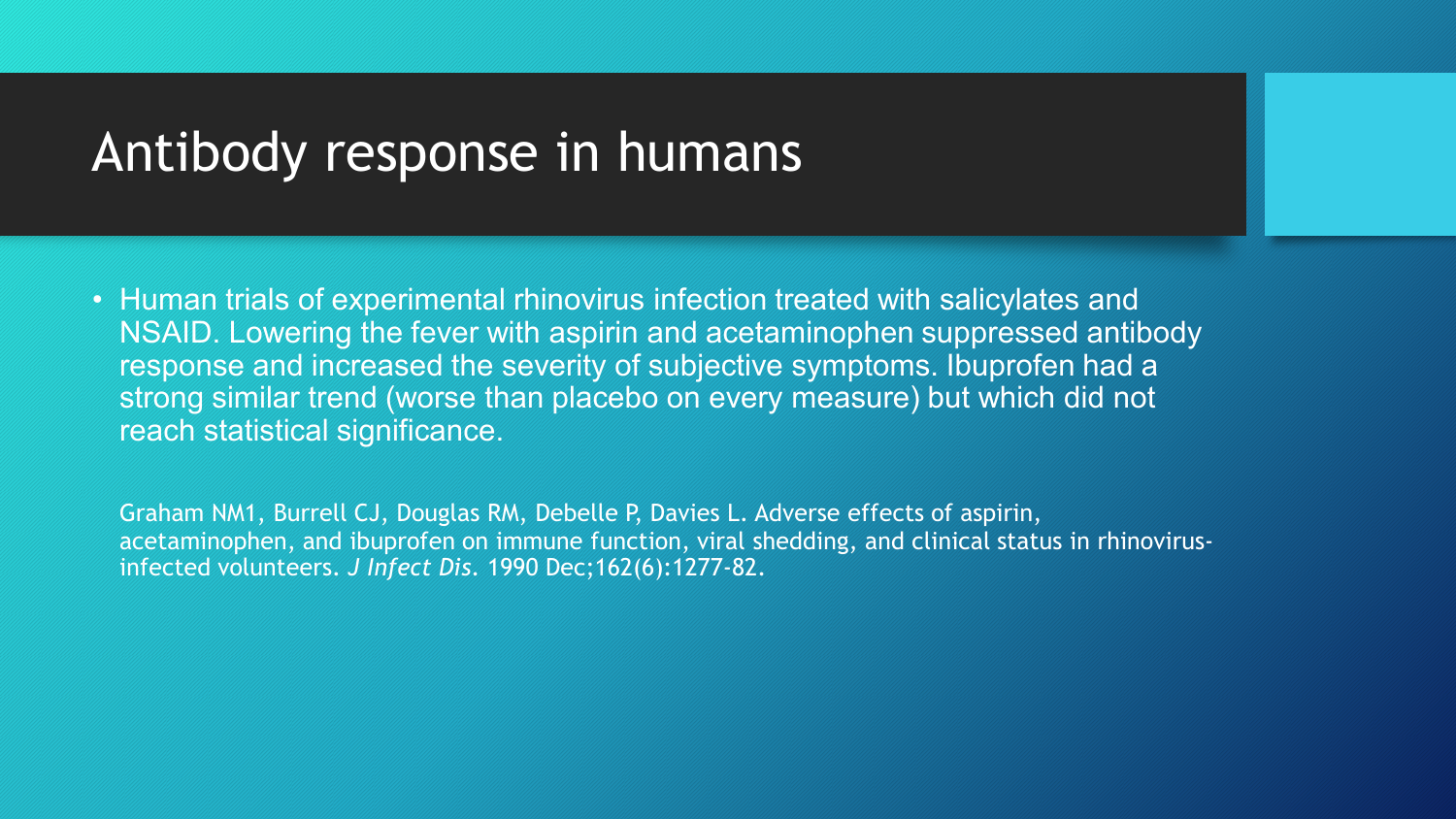# Antibody response in humans

- Human trials of experimental rhinovirus infection treated with salicylates and NSAID. Lowering the fever with aspirin and acetaminophen suppressed antibody response and increased the severity of subjective symptoms. Ibuprofen had a strong similar trend (worse than placebo on every measure) but which did not reach statistical significance.

Graham NM1, Burrell CJ, Douglas RM, Debelle P, Davies L. Adverse effects of aspirin, acetaminophen, and ibuprofen on immune function, viral shedding, and clinical status in rhinovirus-infected volunteers. *J Infect Dis*. 1990 Dec;162(6):1277-82.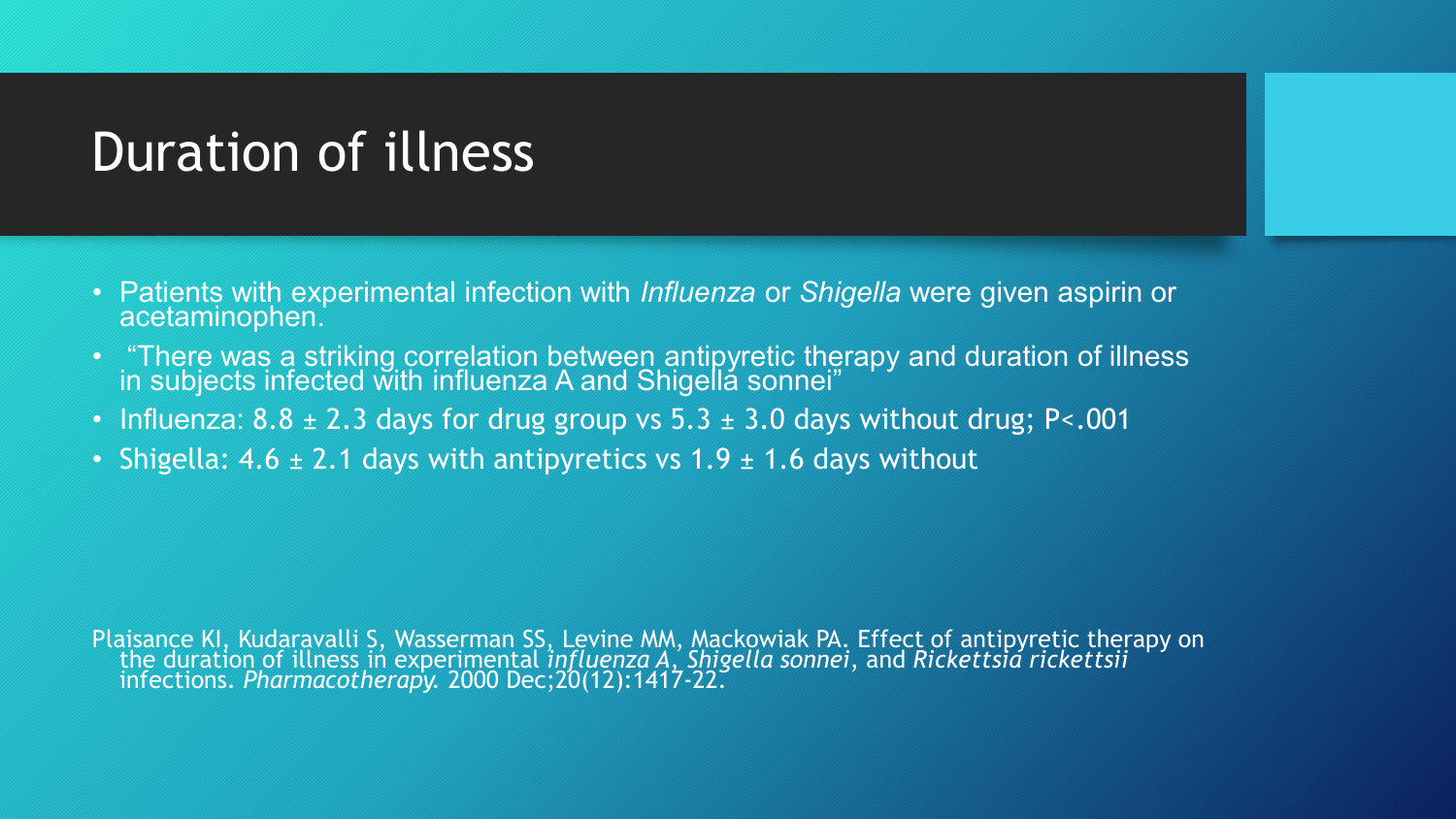# Duration of illness

- Patients with experimental infection with *Influenza* or *Shigella* were given aspirin or acetaminophen.
- "There was a striking correlation between antipyretic therapy and duration of illness in subjects infected with influenza A and Shigella sonnei"
- Influenza: 8.8 ± 2.3 days for drug group vs 5.3 ± 3.0 days without drug; P<.001
- Shigella: 4.6 ± 2.1 days with antipyretics vs 1.9 ± 1.6 days without

Plaisance KI, Kudaravalli S, Wasserman SS, Levine MM, Mackowiak PA. Effect of antipyretic therapy on the duration of illness in experimental *influenza A*, *Shigella sonnei*, and *Rickettsia rickettsii* infections. *Pharmacotherapy.* 2000 Dec;20(12):1417-22.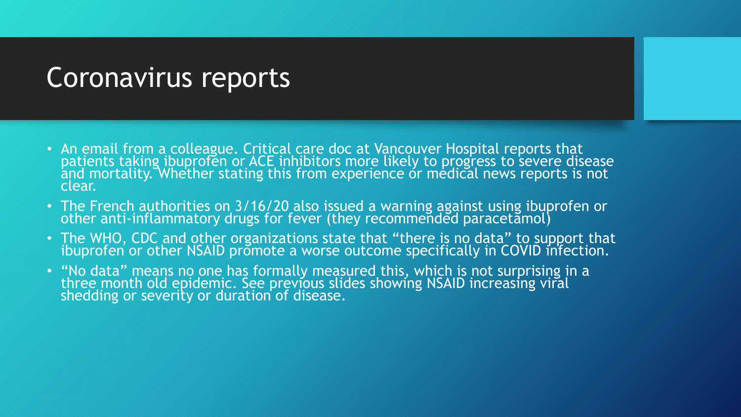# Coronavirus reports

- An email from a colleague. Critical care doc at Vancouver Hospital reports that patients taking ibuprofen or ACE inhibitors more likely to progress to severe disease and mortality. Whether stating this from experience or medical news reports is not clear.
- The French authorities on 3/16/20 also issued a warning against using ibuprofen or other anti-inflammatory drugs for fever (they recommended paracetamol)
- The WHO, CDC and other organizations state that "there is no data" to support that ibuprofen or other NSAID promote a worse outcome specifically in COVID infection.
- "No data" means no one has formally measured this, which is not surprising in a three month old epidemic. See previous slides showing NSAID increasing viral shedding or severity or duration of disease.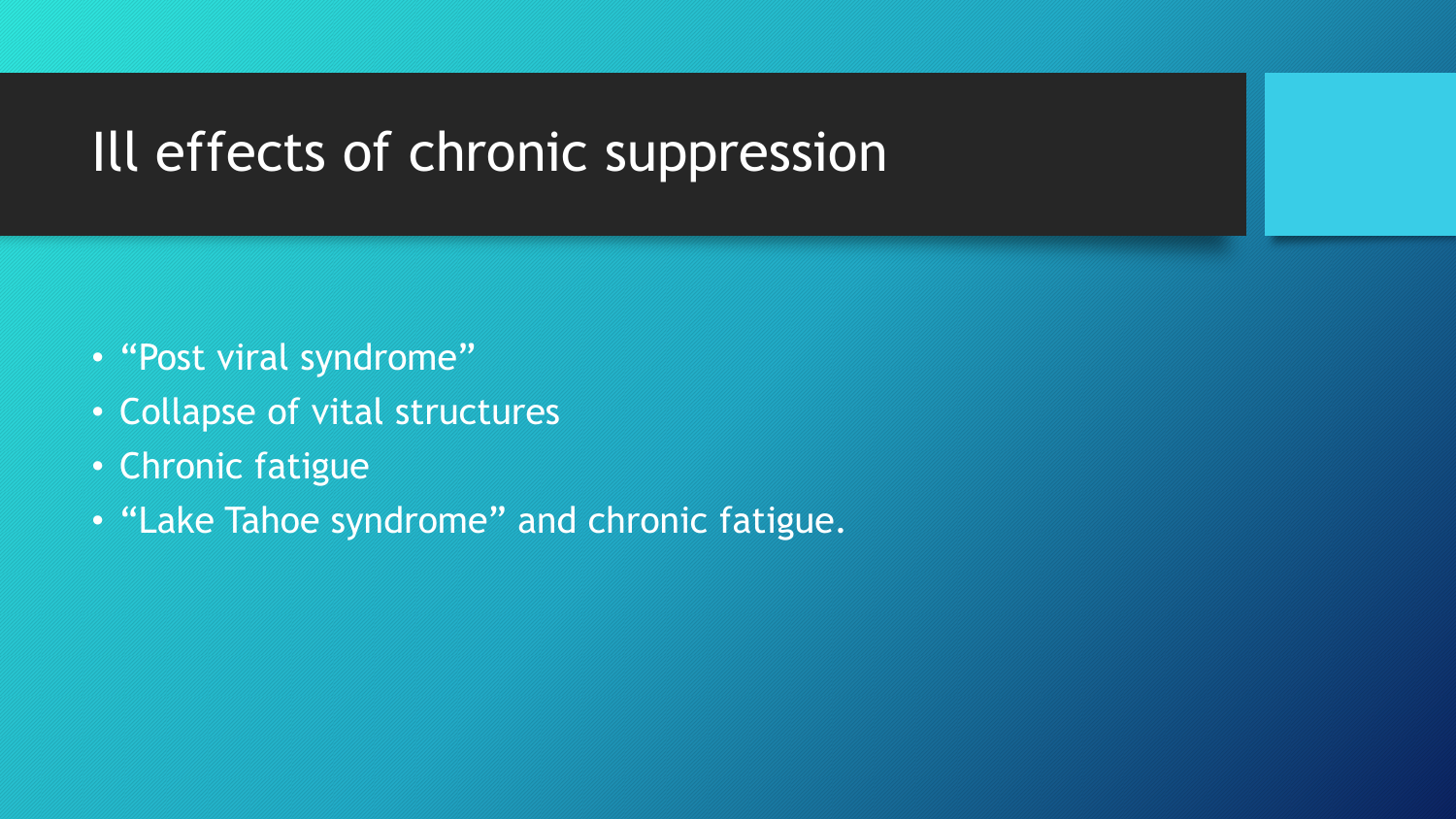# Ill effects of chronic suppression

- “Post viral syndrome”
- Collapse of vital structures
- Chronic fatigue
- “Lake Tahoe syndrome” and chronic fatigue.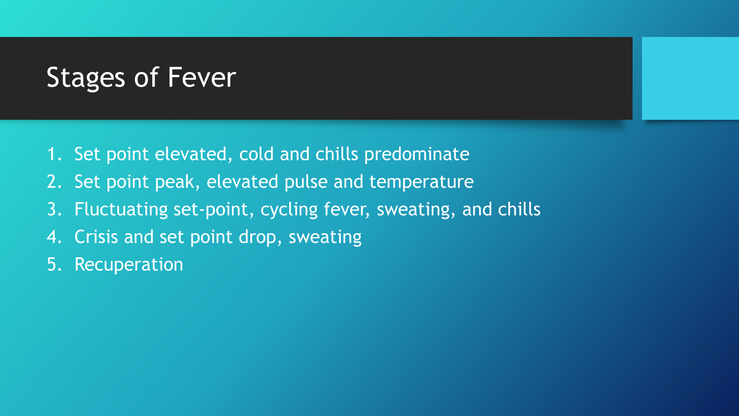# Stages of Fever

1. Set point elevated, cold and chills predominate
2. Set point peak, elevated pulse and temperature
3. Fluctuating set-point, cycling fever, sweating, and chills
4. Crisis and set point drop, sweating
5. Recuperation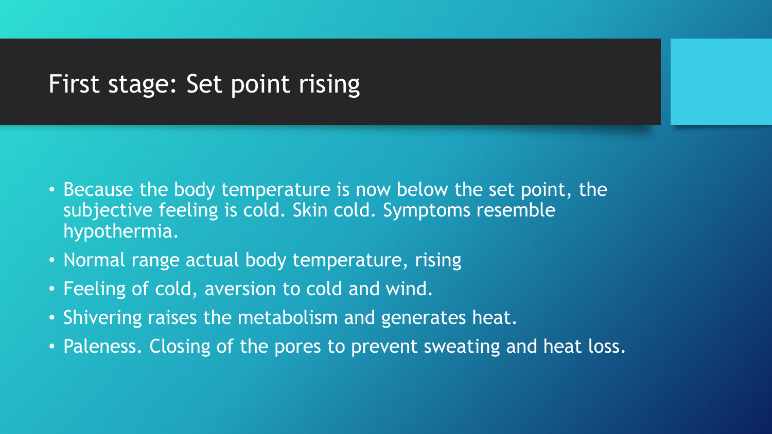# First stage: Set point rising

- Because the body temperature is now below the set point, the subjective feeling is cold. Skin cold. Symptoms resemble hypothermia.
- Normal range actual body temperature, rising
- Feeling of cold, aversion to cold and wind.
- Shivering raises the metabolism and generates heat.
- Paleness. Closing of the pores to prevent sweating and heat loss.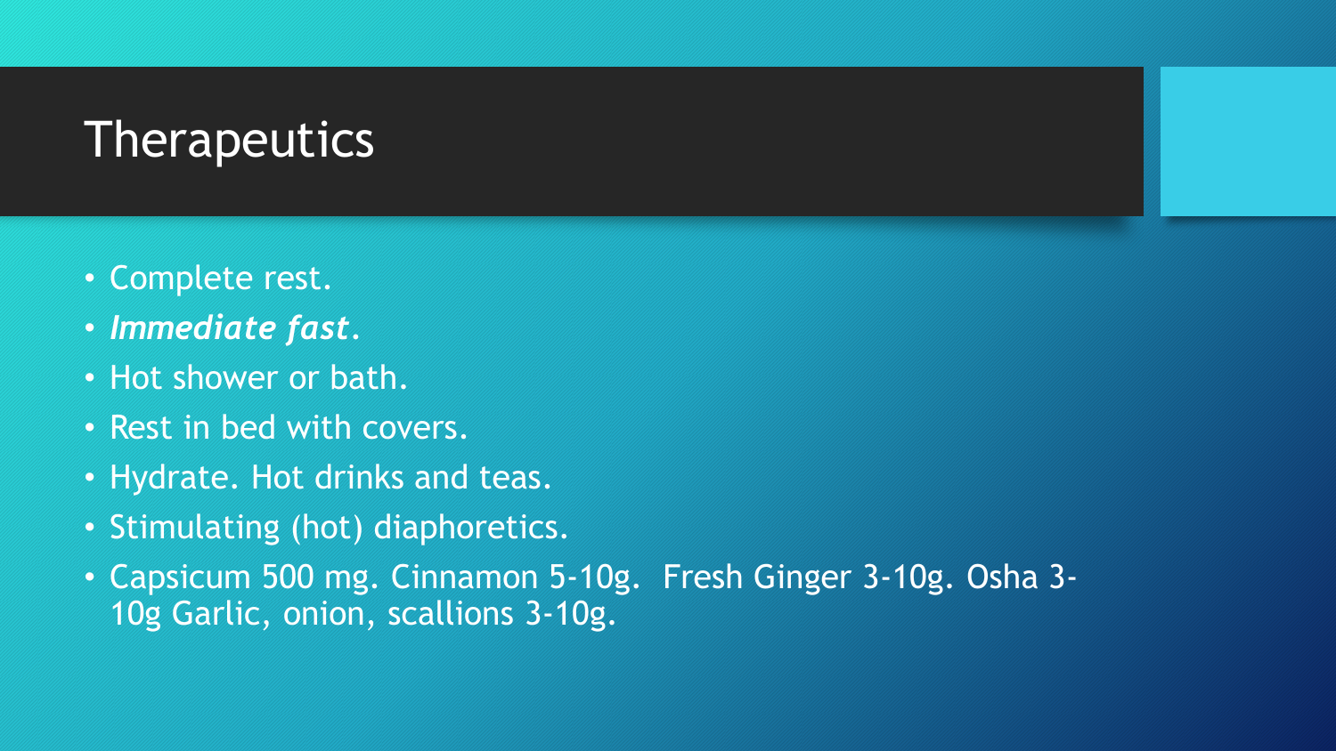# Therapeutics

- Complete rest.
- ***Immediate fast***.
- Hot shower or bath.
- Rest in bed with covers.
- Hydrate. Hot drinks and teas.
- Stimulating (hot) diaphoretics.
- Capsicum 500 mg. Cinnamon 5-10g. Fresh Ginger 3-10g. Osha 3-10g Garlic, onion, scallions 3-10g.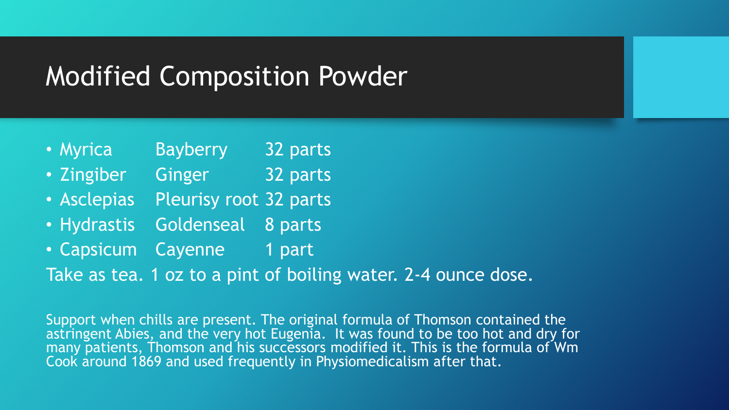# Modified Composition Powder

- Myrica Bayberry 32 parts
- Zingiber Ginger 32 parts
- Asclepias Pleurisy root 32 parts
- Hydrastis Goldenseal 8 parts
- Capsicum Cayenne 1 part

Take as tea. 1 oz to a pint of boiling water. 2-4 ounce dose.

Support when chills are present. The original formula of Thomson contained the astringent Abies, and the very hot Eugenia. It was found to be too hot and dry for many patients, Thomson and his successors modified it. This is the formula of Wm Cook around 1869 and used frequently in Physiomedicalism after that.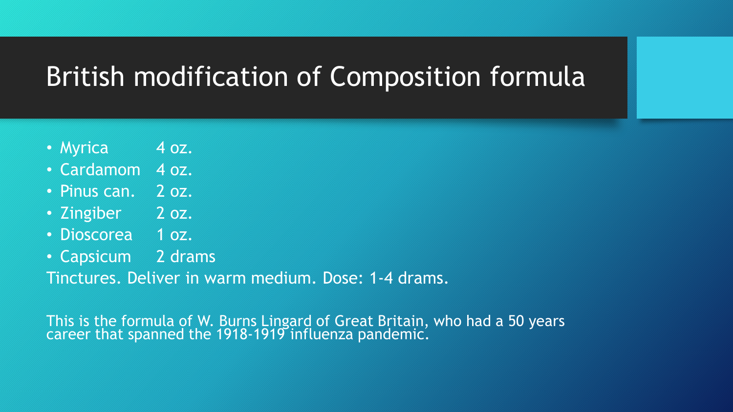# British modification of Composition formula

- Myrica 4 oz.
- Cardamom 4 oz.
- Pinus can. 2 oz.
- Zingiber 2 oz.
- Dioscorea 1 oz.
- Capsicum 2 drams

Tinctures. Deliver in warm medium. Dose: 1-4 drams.

This is the formula of W. Burns Lingard of Great Britain, who had a 50 years career that spanned the 1918-1919 influenza pandemic.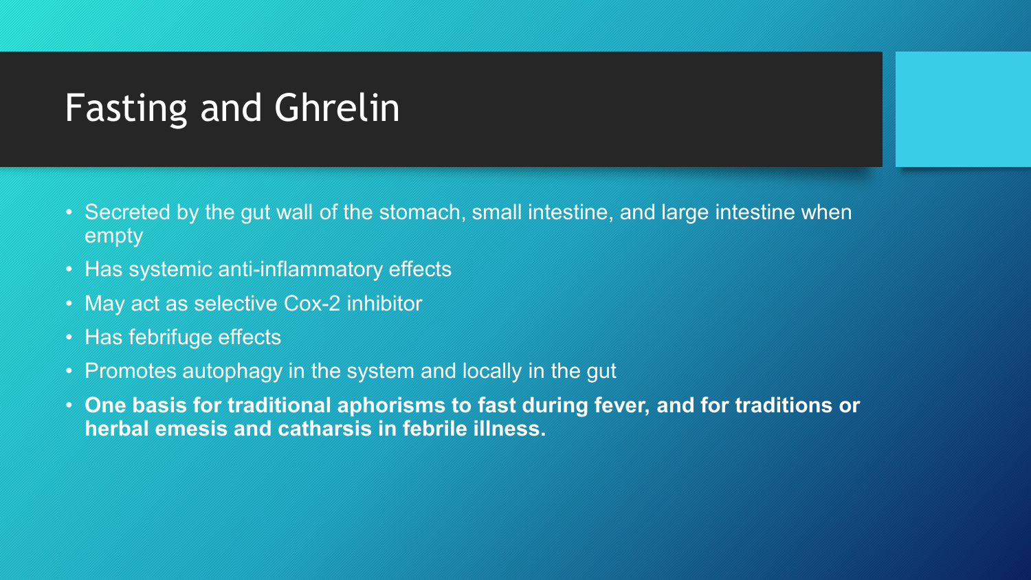# Fasting and Ghrelin

- Secreted by the gut wall of the stomach, small intestine, and large intestine when empty
- Has systemic anti-inflammatory effects
- May act as selective Cox-2 inhibitor
- Has febrifuge effects
- Promotes autophagy in the system and locally in the gut
- **One basis for traditional aphorisms to fast during fever, and for traditions or herbal emesis and catharsis in febrile illness.**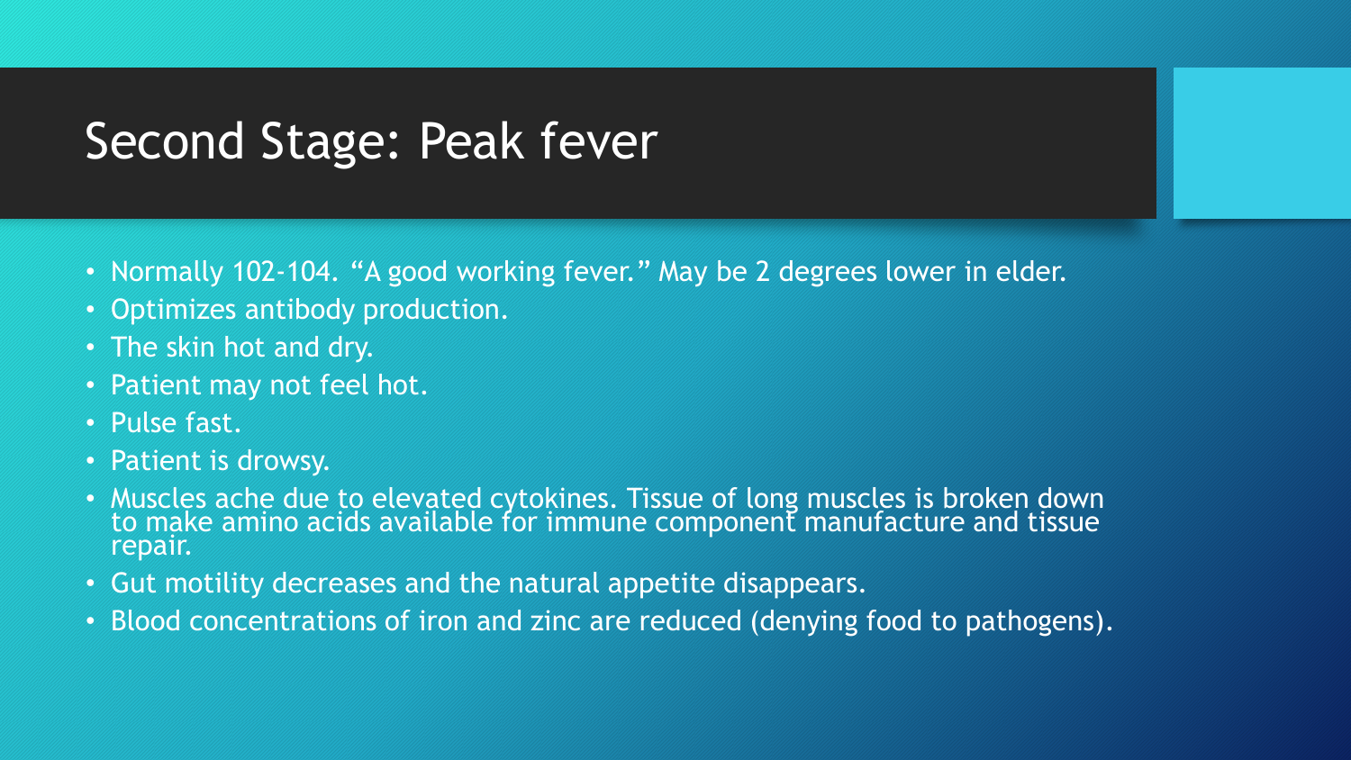# Second Stage: Peak fever

- Normally 102-104. “A good working fever.” May be 2 degrees lower in elder.
- Optimizes antibody production.
- The skin hot and dry.
- Patient may not feel hot.
- Pulse fast.
- Patient is drowsy.
- Muscles ache due to elevated cytokines. Tissue of long muscles is broken down to make amino acids available for immune component manufacture and tissue repair.
- Gut motility decreases and the natural appetite disappears.
- Blood concentrations of iron and zinc are reduced (denying food to pathogens).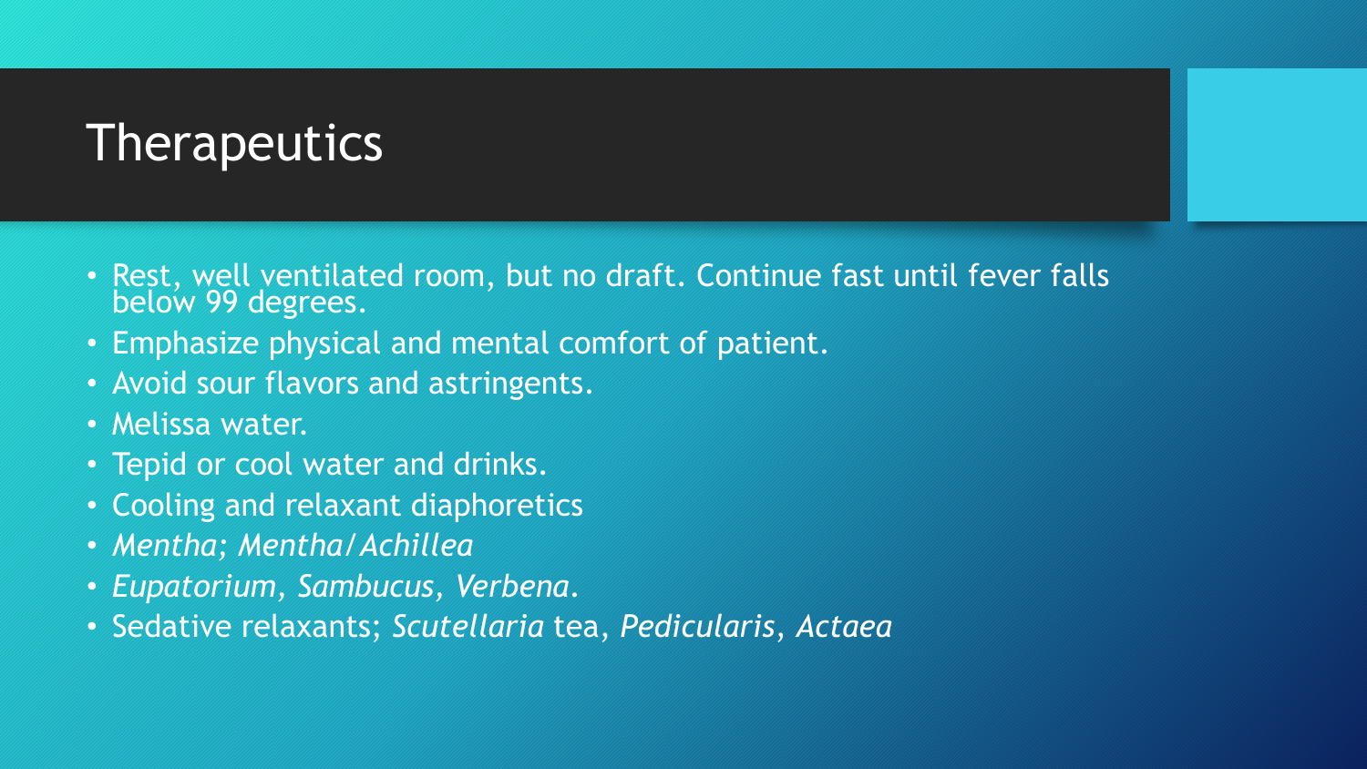# Therapeutics

- Rest, well ventilated room, but no draft. Continue fast until fever falls below 99 degrees.
- Emphasize physical and mental comfort of patient.
- Avoid sour flavors and astringents.
- Melissa water.
- Tepid or cool water and drinks.
- Cooling and relaxant diaphoretics
- *Mentha; Mentha/Achillea*
- *Eupatorium, Sambucus, Verbena.*
- Sedative relaxants; *Scutellaria* tea, *Pedicularis*, *Actaea*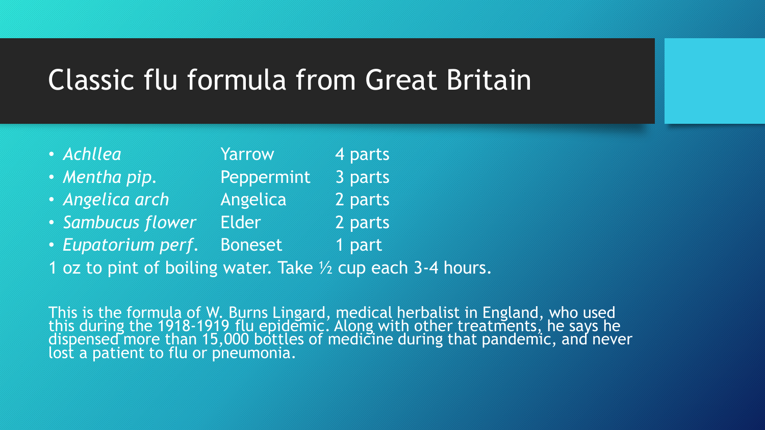# Classic flu formula from Great Britain

| | | |
|---|---|---|
| *Achllea* | Yarrow | 4 parts |
| *Mentha pip.* | Peppermint | 3 parts |
| *Angelica arch* | Angelica | 2 parts |
| *Sambucus flower* | Elder | 2 parts |
| *Eupatorium perf.* | Boneset | 1 part |

1 oz to pint of boiling water. Take ½ cup each 3-4 hours.

This is the formula of W. Burns Lingard, medical herbalist in England, who used this during the 1918-1919 flu epidemic. Along with other treatments, he says he dispensed more than 15,000 bottles of medicine during that pandemic, and never lost a patient to flu or pneumonia.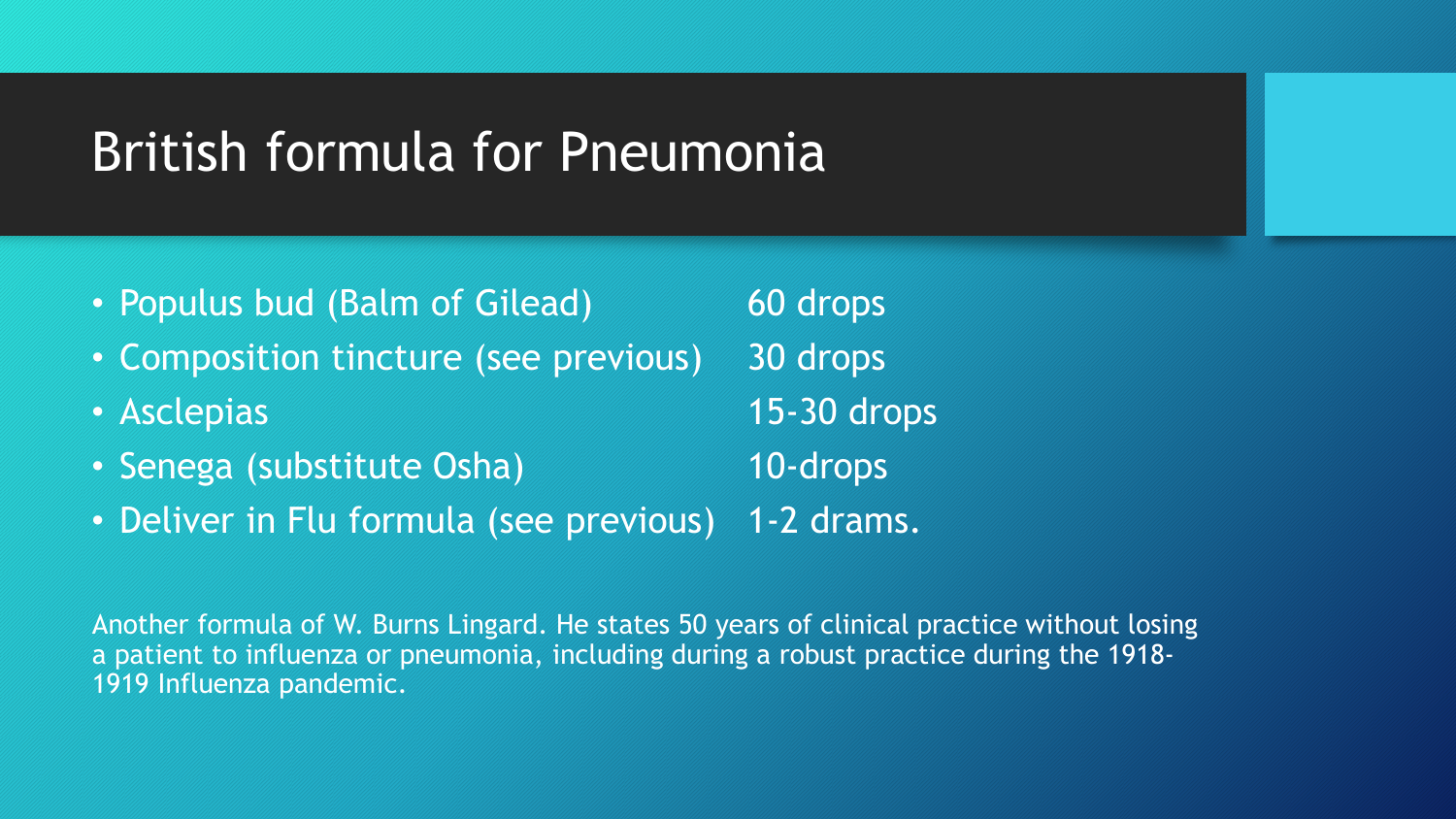# British formula for Pneumonia

| | |
|---|---|
| Populus bud (Balm of Gilead) | 60 drops |
| Composition tincture (see previous) | 30 drops |
| Asclepias | 15-30 drops |
| Senega (substitute Osha) | 10-drops |
| Deliver in Flu formula (see previous) | 1-2 drams. |

Another formula of W. Burns Lingard. He states 50 years of clinical practice without losing a patient to influenza or pneumonia, including during a robust practice during the 1918-1919 Influenza pandemic.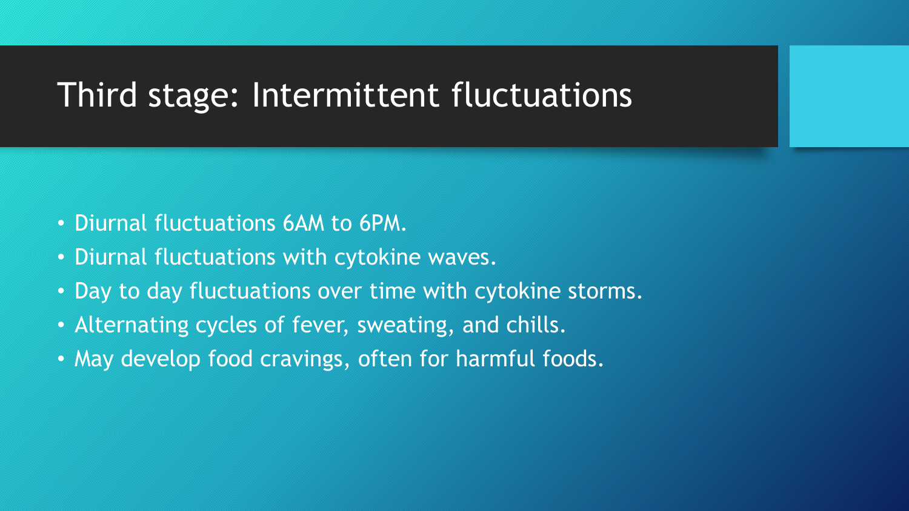# Third stage: Intermittent fluctuations

- Diurnal fluctuations 6AM to 6PM.
- Diurnal fluctuations with cytokine waves.
- Day to day fluctuations over time with cytokine storms.
- Alternating cycles of fever, sweating, and chills.
- May develop food cravings, often for harmful foods.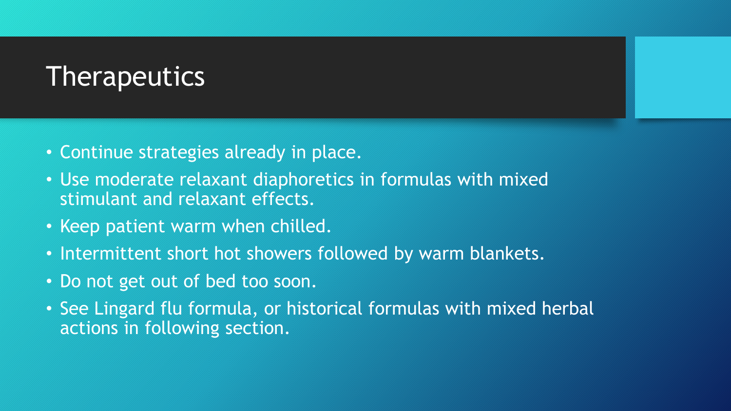# Therapeutics

- Continue strategies already in place.
- Use moderate relaxant diaphoretics in formulas with mixed stimulant and relaxant effects.
- Keep patient warm when chilled.
- Intermittent short hot showers followed by warm blankets.
- Do not get out of bed too soon.
- See Lingard flu formula, or historical formulas with mixed herbal actions in following section.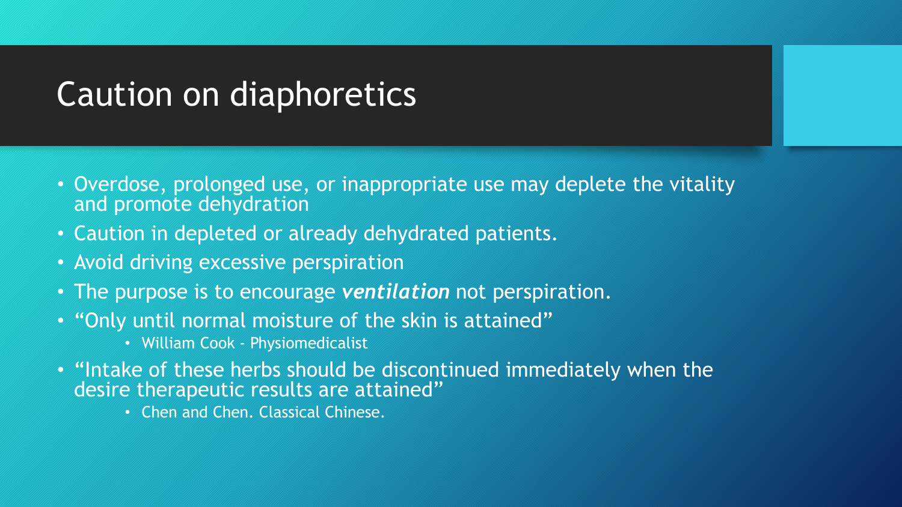# Caution on diaphoretics

- Overdose, prolonged use, or inappropriate use may deplete the vitality and promote dehydration
- Caution in depleted or already dehydrated patients.
- Avoid driving excessive perspiration
- The purpose is to encourage ***ventilation*** not perspiration.
- "Only until normal moisture of the skin is attained"
  - William Cook - Physiomedicalist
- "Intake of these herbs should be discontinued immediately when the desire therapeutic results are attained"
  - Chen and Chen. Classical Chinese.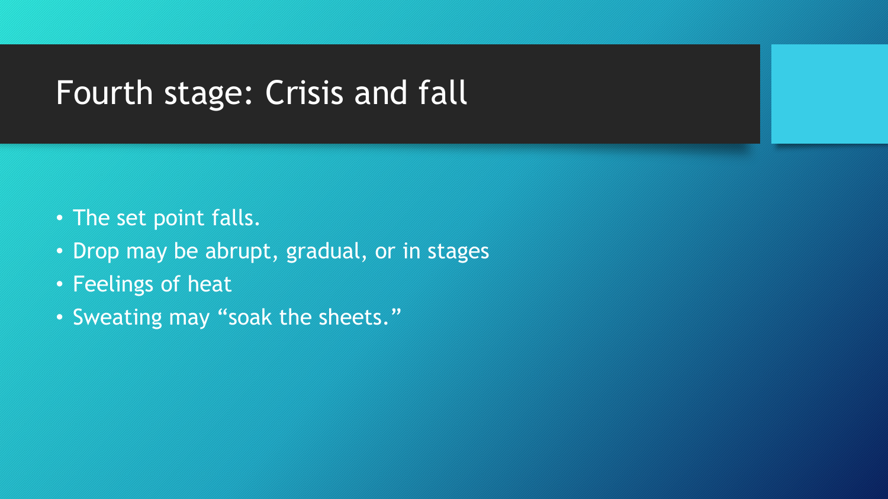# Fourth stage: Crisis and fall

- The set point falls.
- Drop may be abrupt, gradual, or in stages
- Feelings of heat
- Sweating may “soak the sheets.”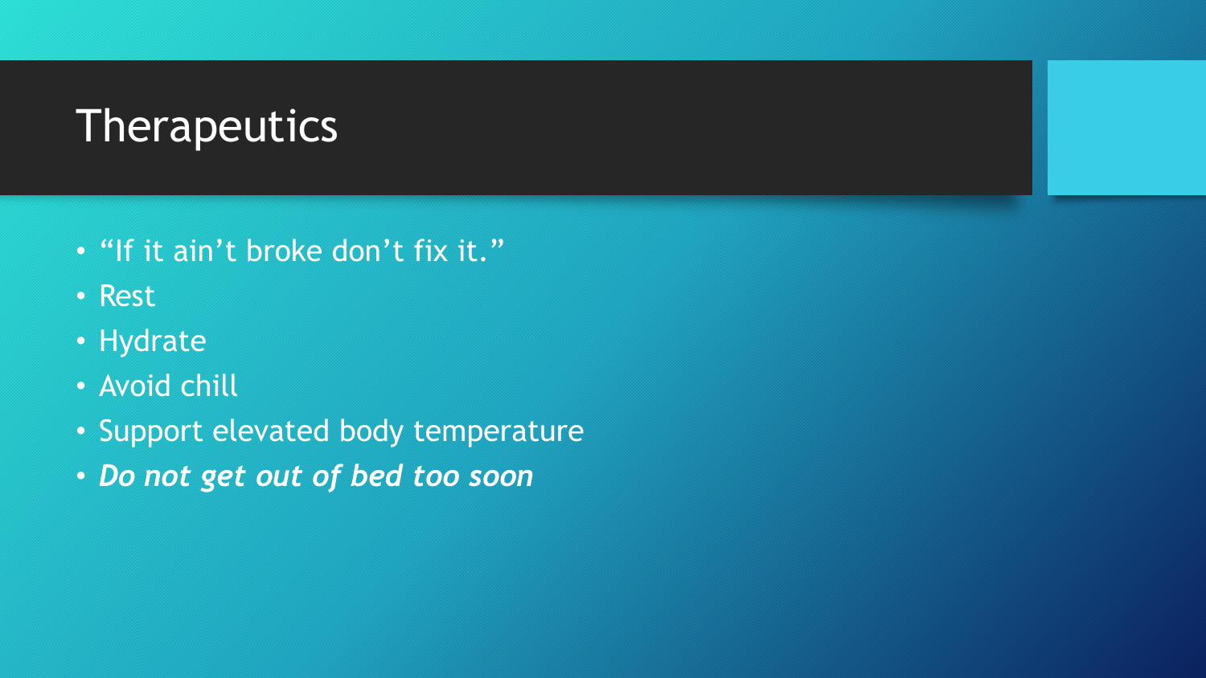# Therapeutics

- “If it ain’t broke don’t fix it.”
- Rest
- Hydrate
- Avoid chill
- Support elevated body temperature
- ***Do not get out of bed too soon***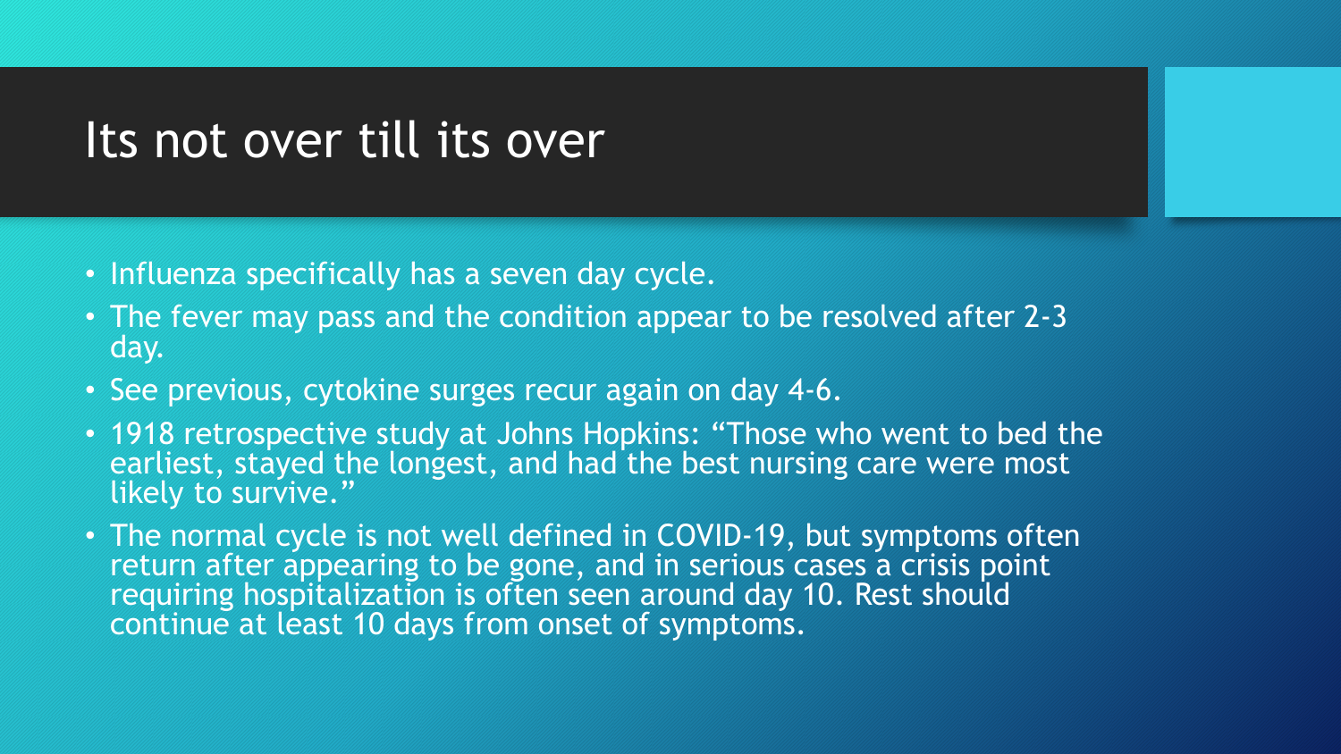# Its not over till its over

- Influenza specifically has a seven day cycle.
- The fever may pass and the condition appear to be resolved after 2-3 day.
- See previous, cytokine surges recur again on day 4-6.
- 1918 retrospective study at Johns Hopkins: "Those who went to bed the earliest, stayed the longest, and had the best nursing care were most likely to survive."
- The normal cycle is not well defined in COVID-19, but symptoms often return after appearing to be gone, and in serious cases a crisis point requiring hospitalization is often seen around day 10. Rest should continue at least 10 days from onset of symptoms.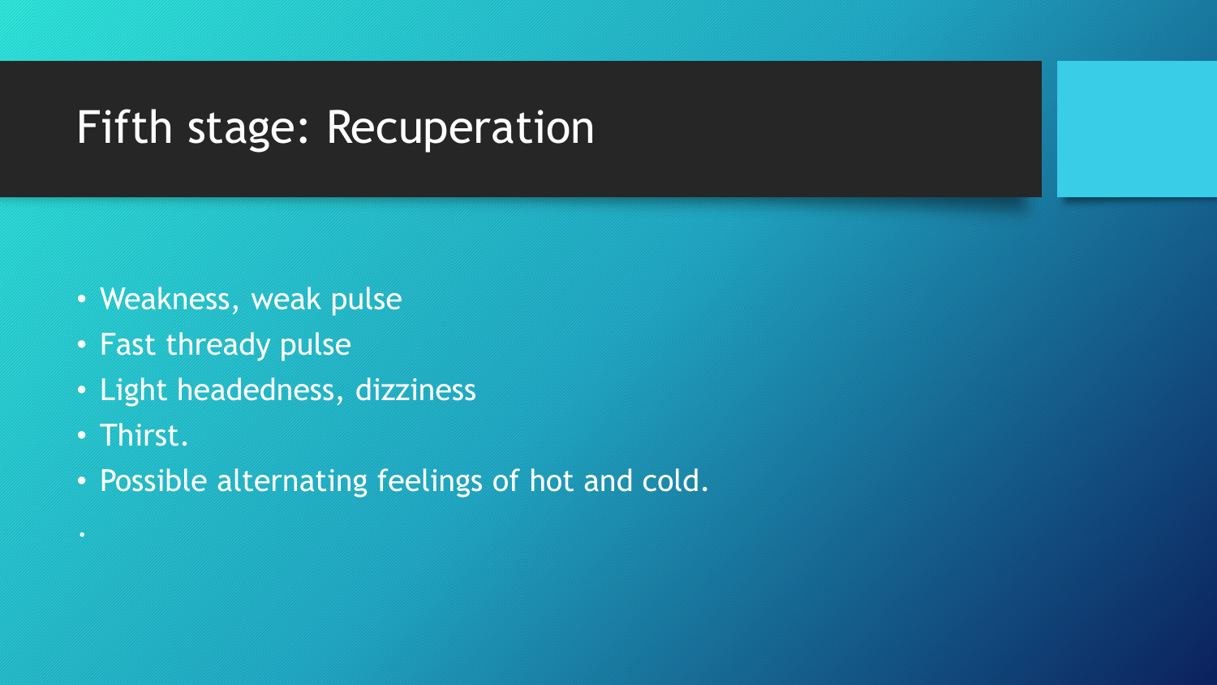# Fifth stage: Recuperation

- Weakness, weak pulse
- Fast thready pulse
- Light headedness, dizziness
- Thirst.
- Possible alternating feelings of hot and cold.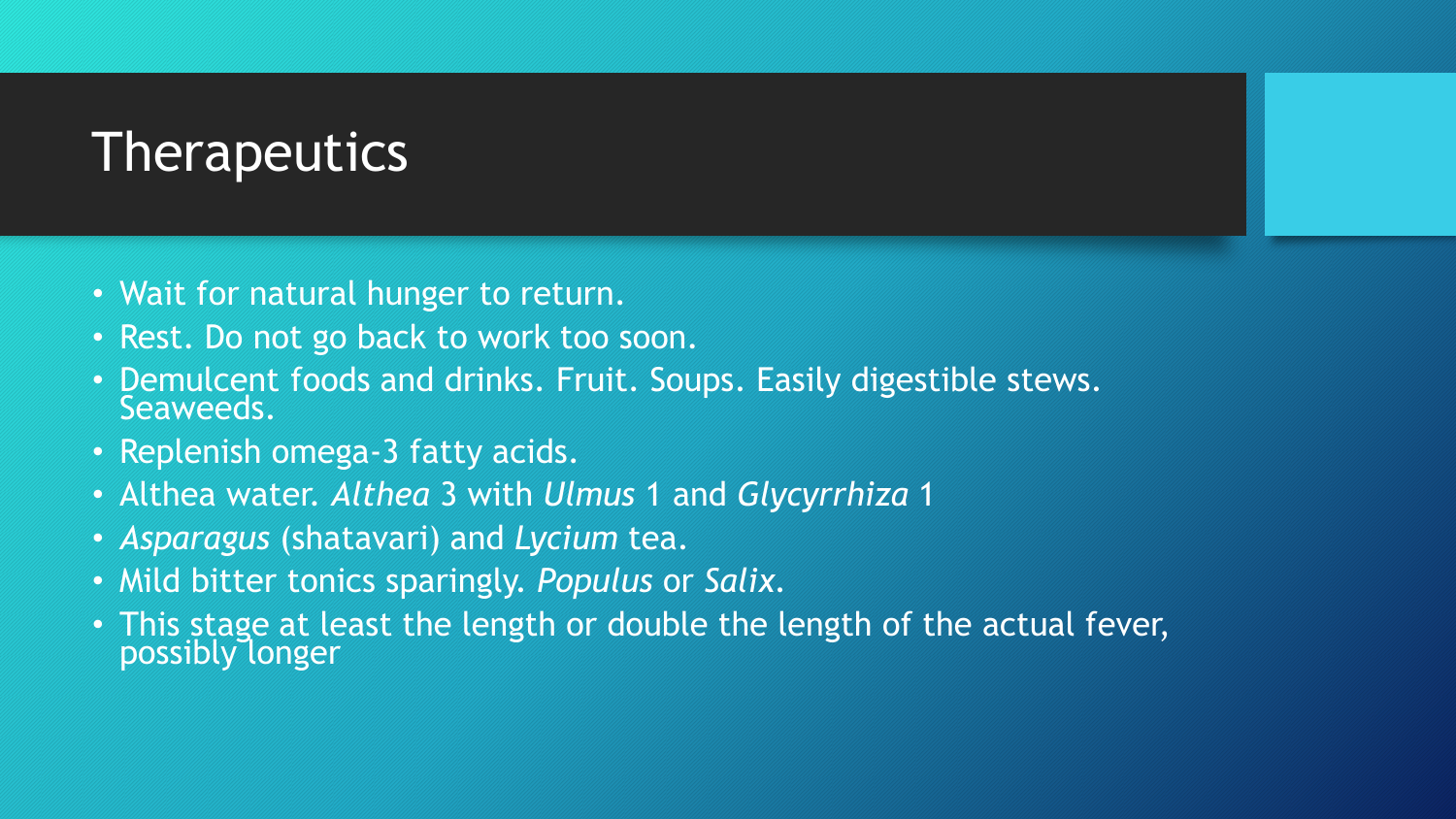# Therapeutics

- Wait for natural hunger to return.
- Rest. Do not go back to work too soon.
- Demulcent foods and drinks. Fruit. Soups. Easily digestible stews. Seaweeds.
- Replenish omega-3 fatty acids.
- Althea water. *Althea* 3 with *Ulmus* 1 and *Glycyrrhiza* 1
- *Asparagus* (shatavari) and *Lycium* tea.
- Mild bitter tonics sparingly. *Populus* or *Salix*.
- This stage at least the length or double the length of the actual fever, possibly longer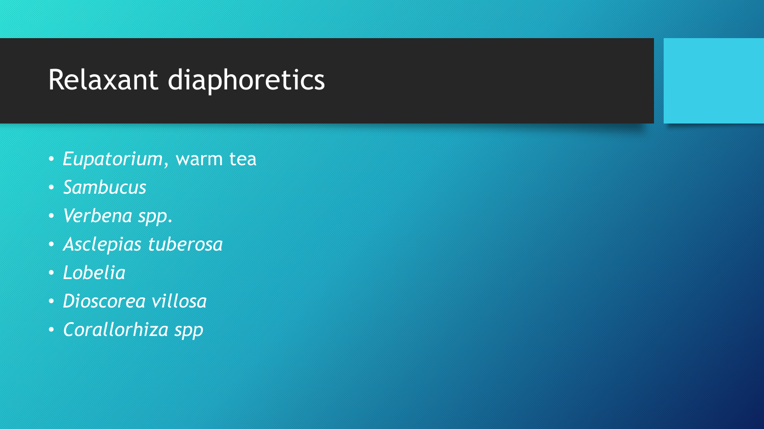# Relaxant diaphoretics

- *Eupatorium*, warm tea
- *Sambucus*
- *Verbena spp.*
- *Asclepias tuberosa*
- *Lobelia*
- *Dioscorea villosa*
- *Corallorhiza spp*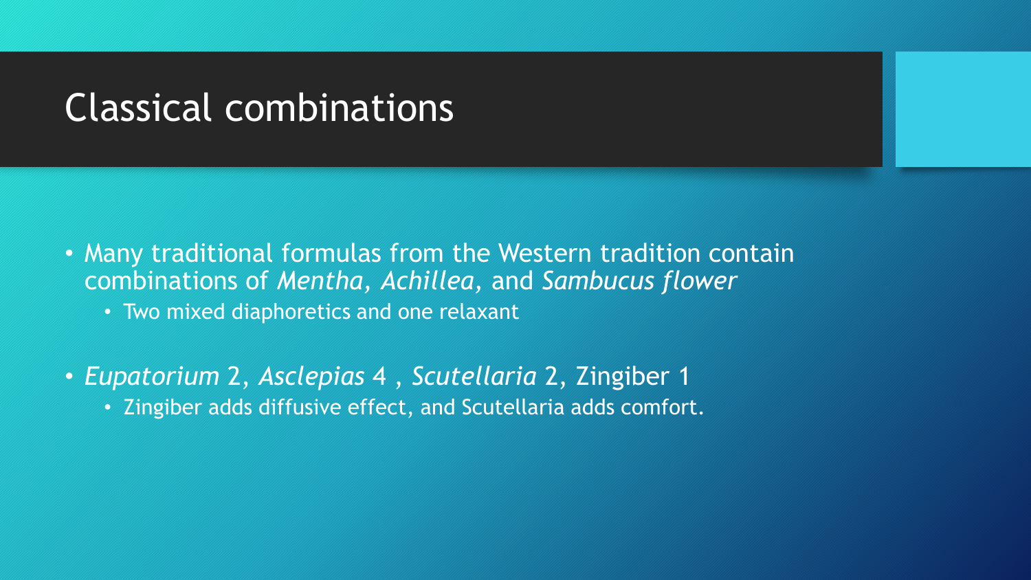# Classical combinations

- Many traditional formulas from the Western tradition contain combinations of *Mentha, Achillea,* and *Sambucus flower*
  - Two mixed diaphoretics and one relaxant
- *Eupatorium* 2, *Asclepias* 4 , *Scutellaria* 2, Zingiber 1
  - Zingiber adds diffusive effect, and Scutellaria adds comfort.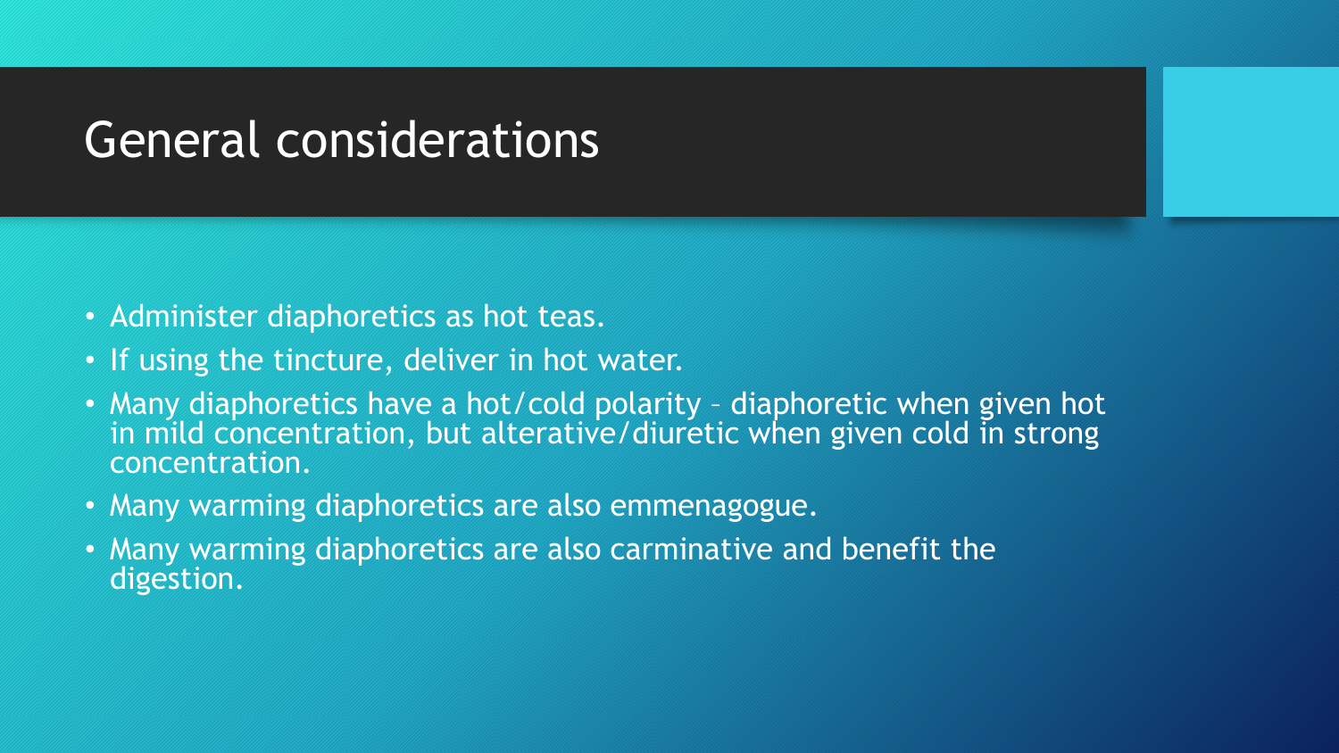# General considerations

- Administer diaphoretics as hot teas.
- If using the tincture, deliver in hot water.
- Many diaphoretics have a hot/cold polarity – diaphoretic when given hot in mild concentration, but alterative/diuretic when given cold in strong concentration.
- Many warming diaphoretics are also emmenagogue.
- Many warming diaphoretics are also carminative and benefit the digestion.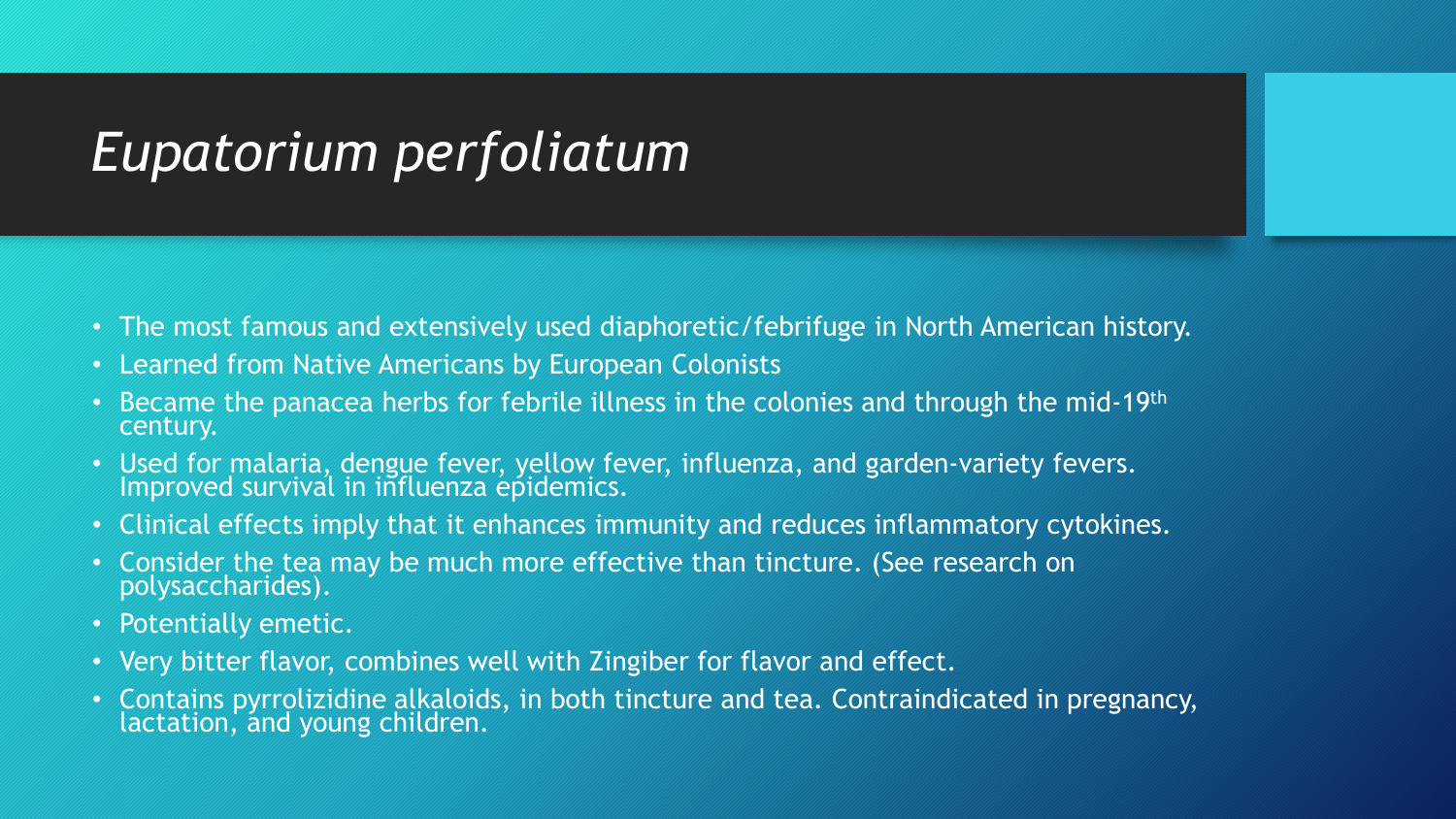# *Eupatorium perfoliatum*

- The most famous and extensively used diaphoretic/febrifuge in North American history.
- Learned from Native Americans by European Colonists
- Became the panacea herbs for febrile illness in the colonies and through the mid-19th century.
- Used for malaria, dengue fever, yellow fever, influenza, and garden-variety fevers. Improved survival in influenza epidemics.
- Clinical effects imply that it enhances immunity and reduces inflammatory cytokines.
- Consider the tea may be much more effective than tincture. (See research on polysaccharides).
- Potentially emetic.
- Very bitter flavor, combines well with Zingiber for flavor and effect.
- Contains pyrrolizidine alkaloids, in both tincture and tea. Contraindicated in pregnancy, lactation, and young children.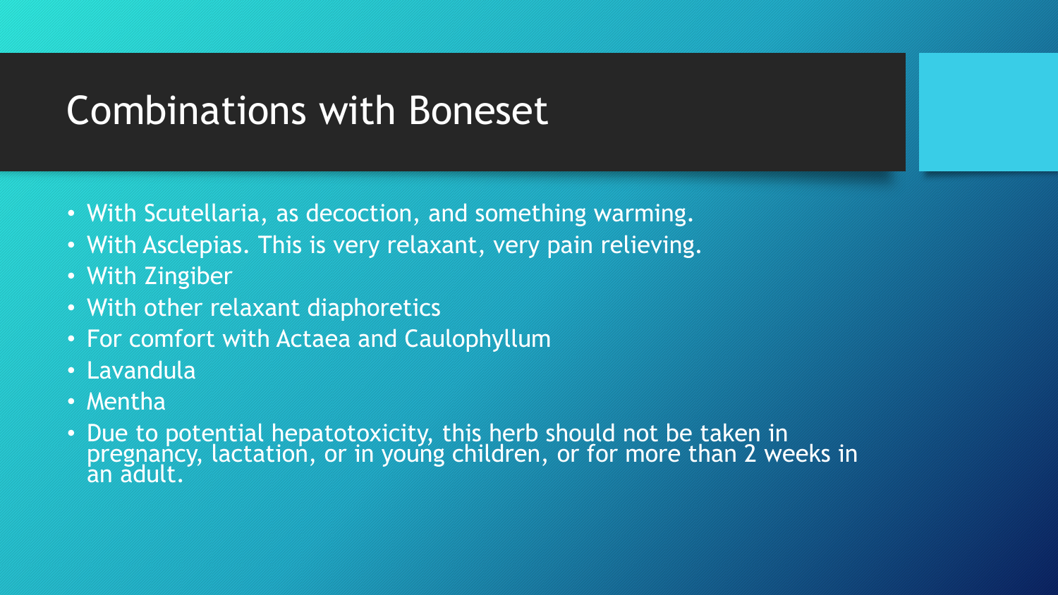# Combinations with Boneset

- With Scutellaria, as decoction, and something warming.
- With Asclepias. This is very relaxant, very pain relieving.
- With Zingiber
- With other relaxant diaphoretics
- For comfort with Actaea and Caulophyllum
- Lavandula
- Mentha
- Due to potential hepatotoxicity, this herb should not be taken in pregnancy, lactation, or in young children, or for more than 2 weeks in an adult.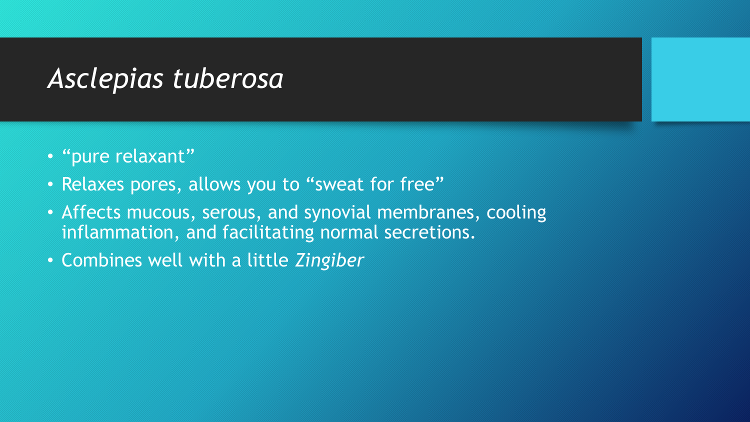# *Asclepias tuberosa*

- “pure relaxant”
- Relaxes pores, allows you to “sweat for free”
- Affects mucous, serous, and synovial membranes, cooling inflammation, and facilitating normal secretions.
- Combines well with a little *Zingiber*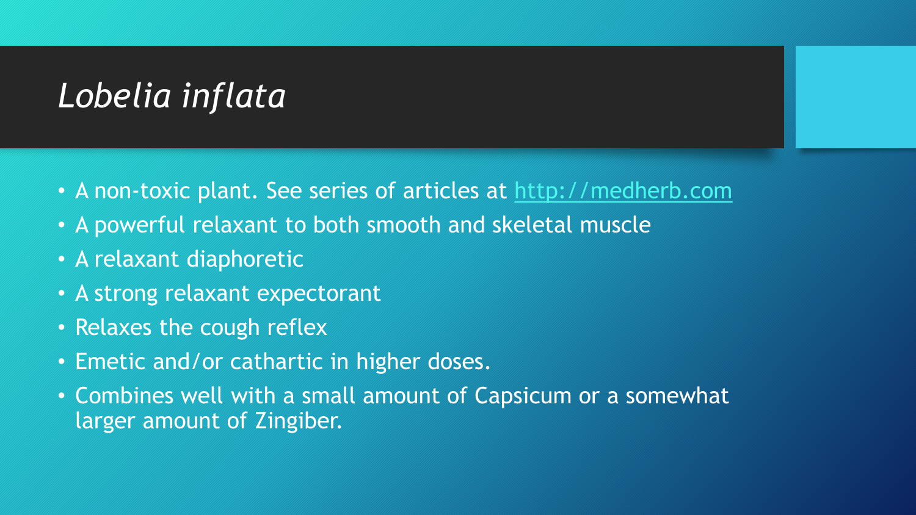# *Lobelia inflata*

- A non-toxic plant. See series of articles at [http://medherb.com](http://medherb.com)
- A powerful relaxant to both smooth and skeletal muscle
- A relaxant diaphoretic
- A strong relaxant expectorant
- Relaxes the cough reflex
- Emetic and/or cathartic in higher doses.
- Combines well with a small amount of Capsicum or a somewhat larger amount of Zingiber.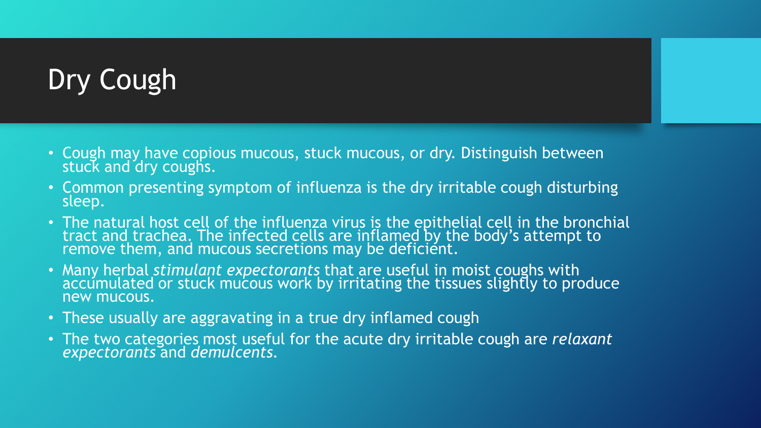# Dry Cough

- Cough may have copious mucous, stuck mucous, or dry. Distinguish between stuck and dry coughs.
- Common presenting symptom of influenza is the dry irritable cough disturbing sleep.
- The natural host cell of the influenza virus is the epithelial cell in the bronchial tract and trachea. The infected cells are inflamed by the body's attempt to remove them, and mucous secretions may be deficient.
- Many herbal *stimulant expectorants* that are useful in moist coughs with accumulated or stuck mucous work by irritating the tissues slightly to produce new mucous.
- These usually are aggravating in a true dry inflamed cough
- The two categories most useful for the acute dry irritable cough are *relaxant expectorants* and *demulcents*.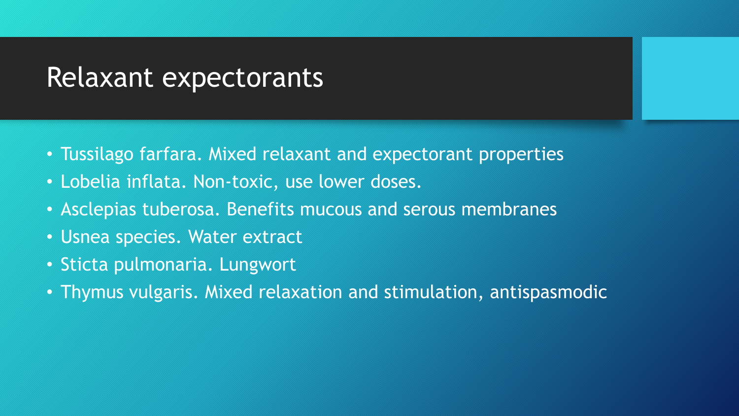# Relaxant expectorants

- Tussilago farfara. Mixed relaxant and expectorant properties
- Lobelia inflata. Non-toxic, use lower doses.
- Asclepias tuberosa. Benefits mucous and serous membranes
- Usnea species. Water extract
- Sticta pulmonaria. Lungwort
- Thymus vulgaris. Mixed relaxation and stimulation, antispasmodic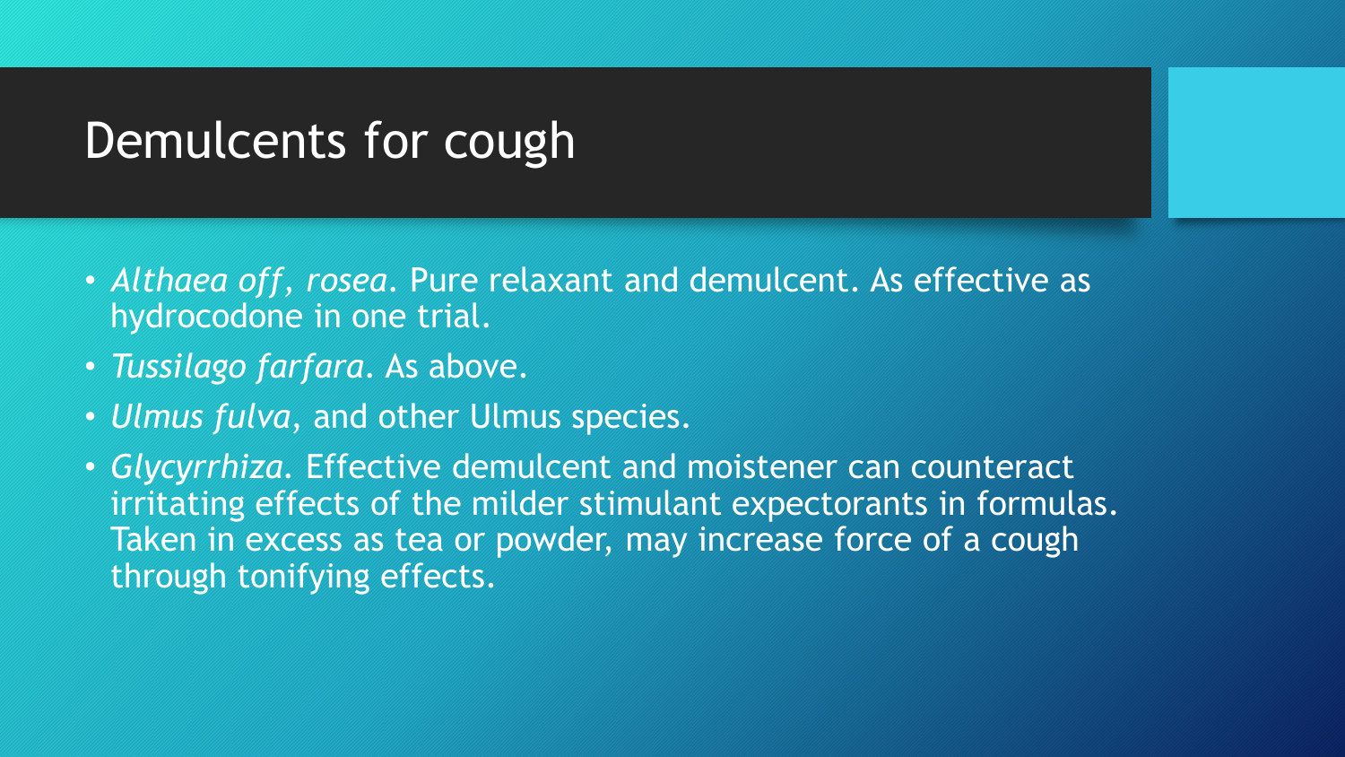# Demulcents for cough

- *Althaea off, rosea*. Pure relaxant and demulcent. As effective as hydrocodone in one trial.
- *Tussilago farfara*. As above.
- *Ulmus fulva*, and other Ulmus species.
- *Glycyrrhiza*. Effective demulcent and moistener can counteract irritating effects of the milder stimulant expectorants in formulas. Taken in excess as tea or powder, may increase force of a cough through tonifying effects.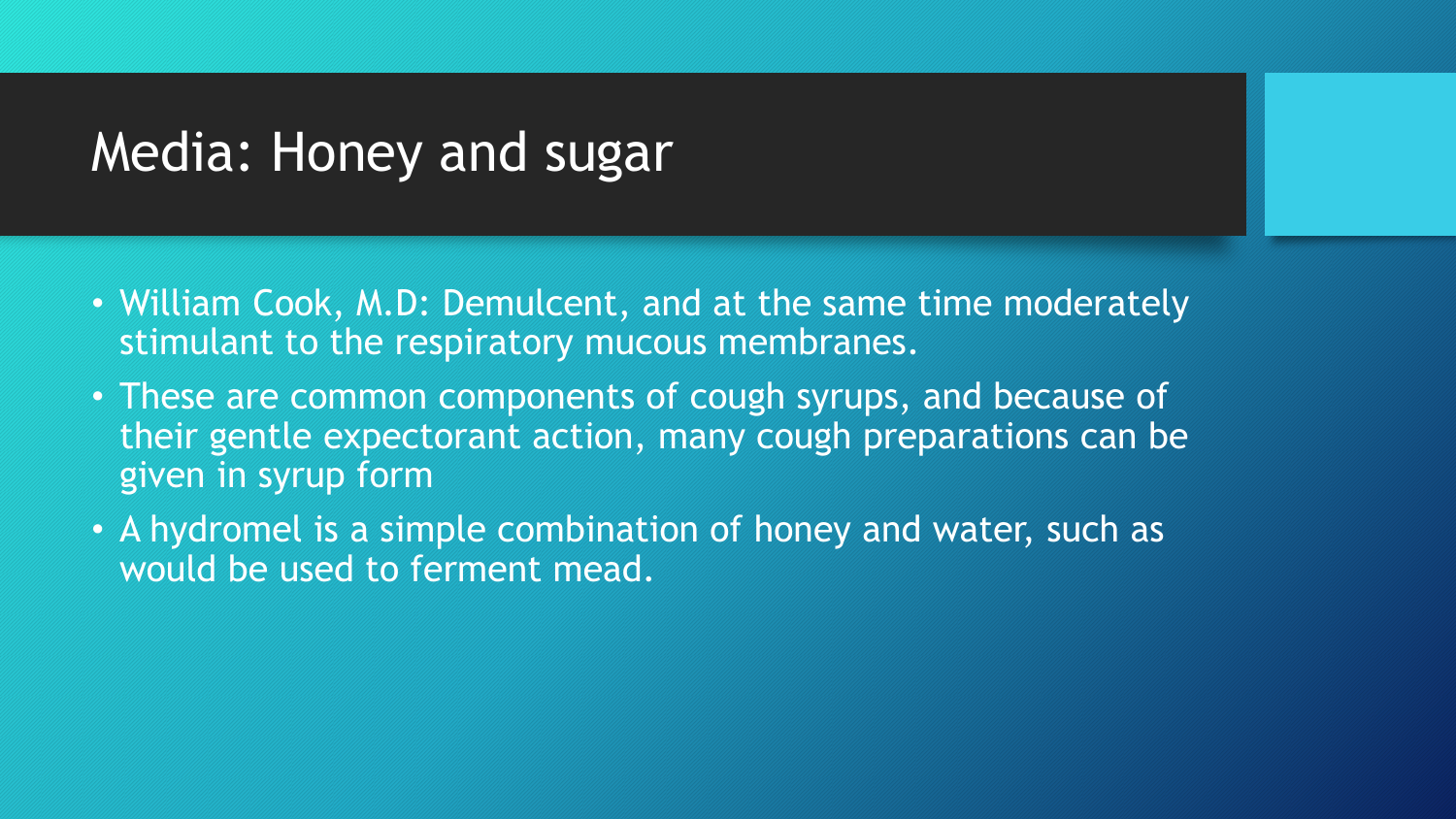# Media: Honey and sugar

- William Cook, M.D: Demulcent, and at the same time moderately stimulant to the respiratory mucous membranes.
- These are common components of cough syrups, and because of their gentle expectorant action, many cough preparations can be given in syrup form
- A hydromel is a simple combination of honey and water, such as would be used to ferment mead.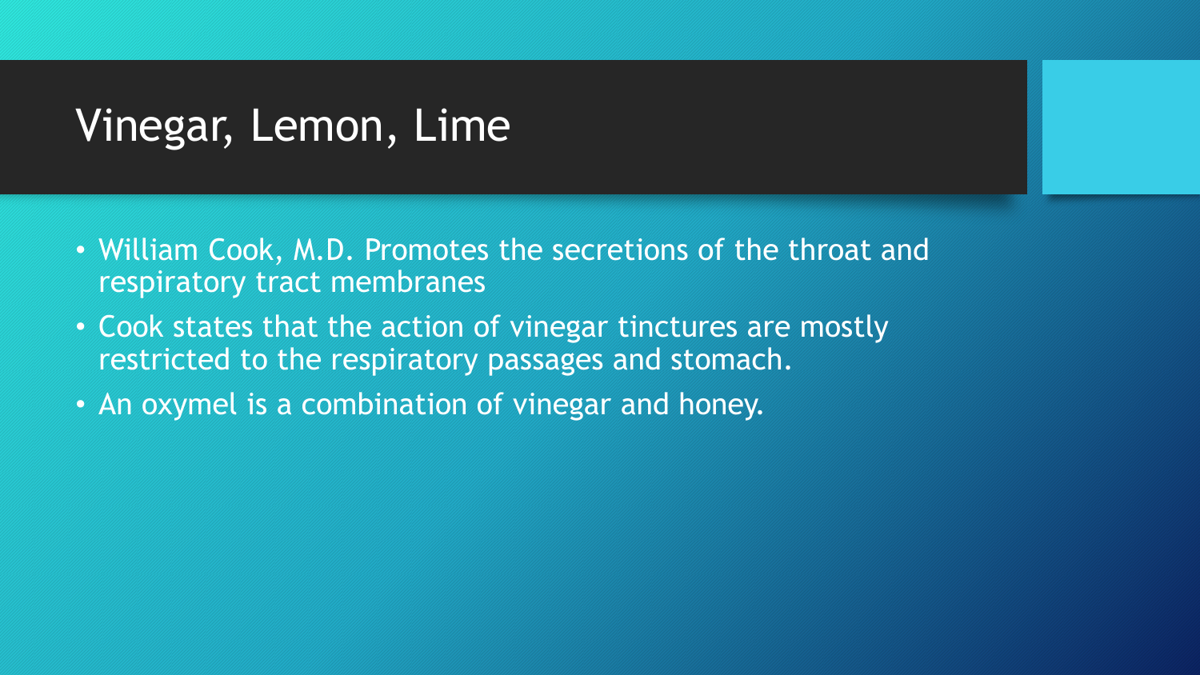# Vinegar, Lemon, Lime

- William Cook, M.D. Promotes the secretions of the throat and respiratory tract membranes
- Cook states that the action of vinegar tinctures are mostly restricted to the respiratory passages and stomach.
- An oxymel is a combination of vinegar and honey.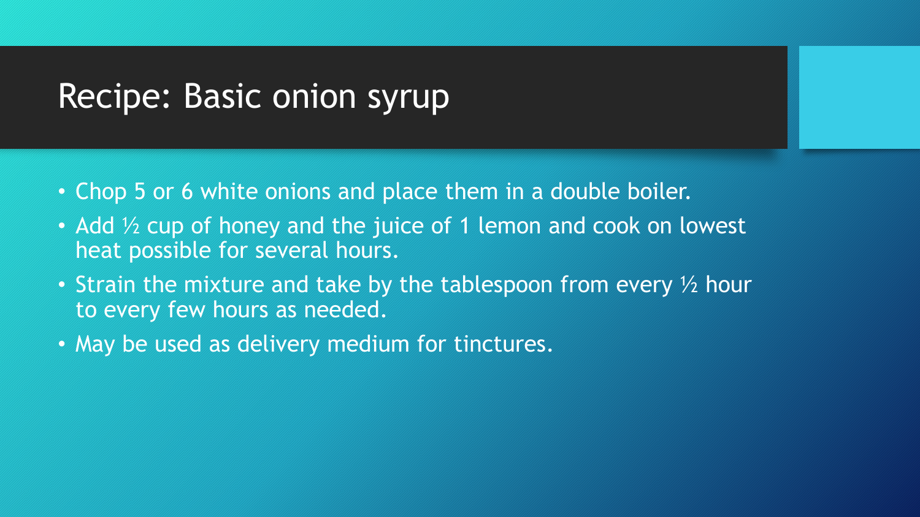# Recipe: Basic onion syrup

- Chop 5 or 6 white onions and place them in a double boiler.
- Add ½ cup of honey and the juice of 1 lemon and cook on lowest heat possible for several hours.
- Strain the mixture and take by the tablespoon from every ½ hour to every few hours as needed.
- May be used as delivery medium for tinctures.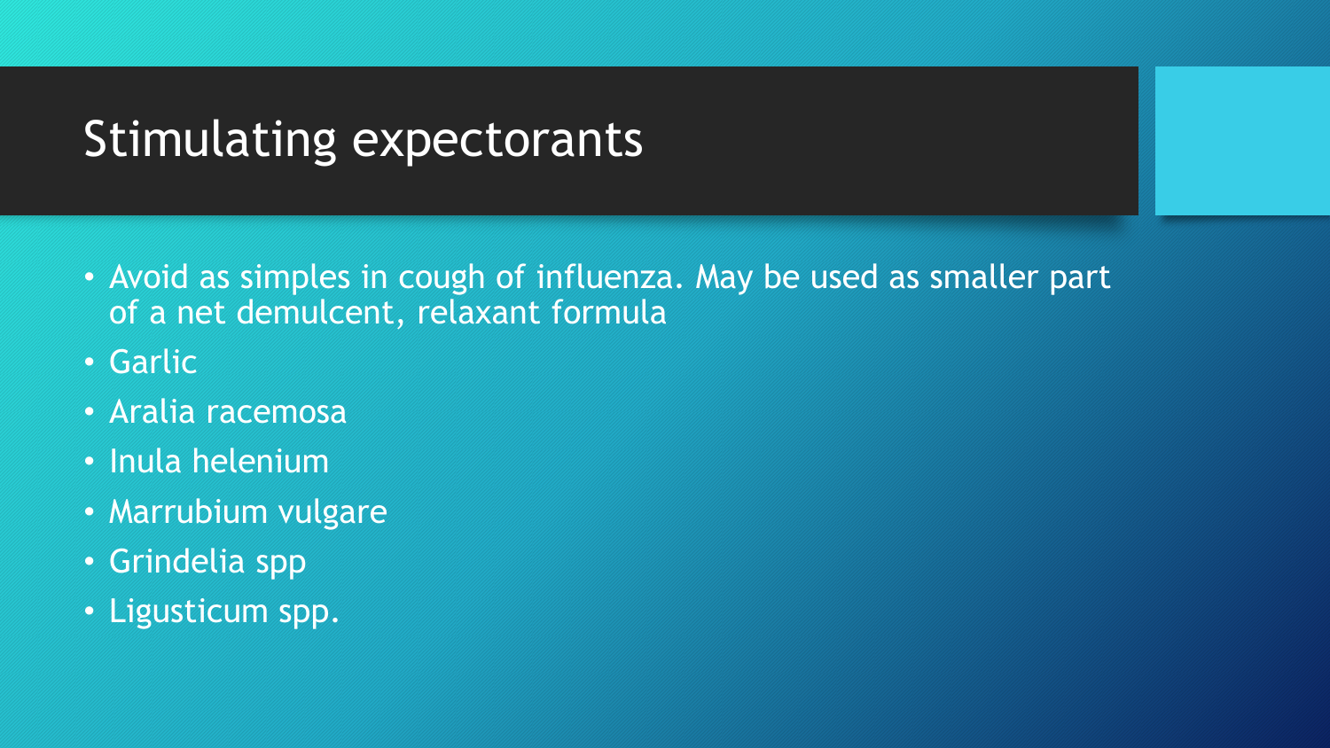# Stimulating expectorants

- Avoid as simples in cough of influenza. May be used as smaller part of a net demulcent, relaxant formula
- Garlic
- Aralia racemosa
- Inula helenium
- Marrubium vulgare
- Grindelia spp
- Ligusticum spp.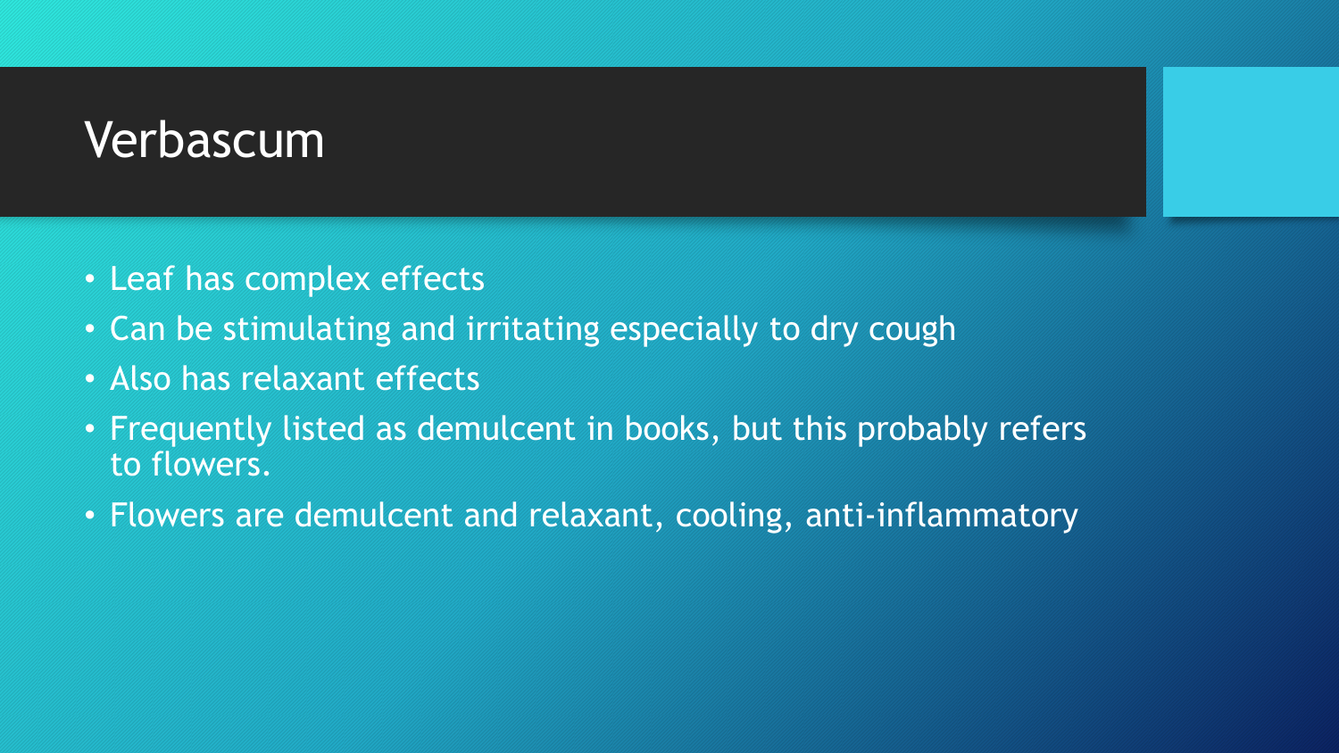# Verbascum

- Leaf has complex effects
- Can be stimulating and irritating especially to dry cough
- Also has relaxant effects
- Frequently listed as demulcent in books, but this probably refers to flowers.
- Flowers are demulcent and relaxant, cooling, anti-inflammatory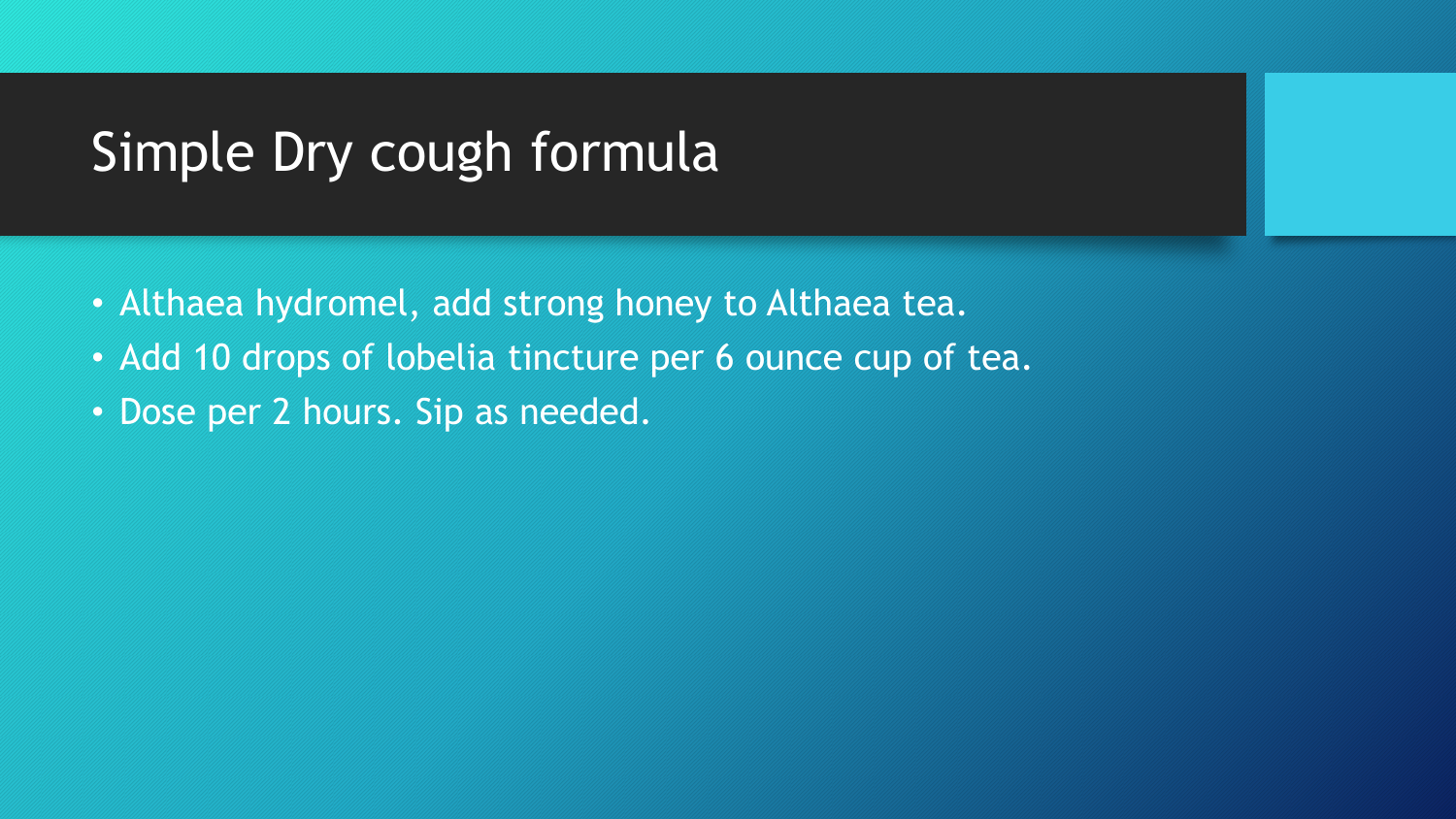# Simple Dry cough formula

- Althaea hydromel, add strong honey to Althaea tea.
- Add 10 drops of lobelia tincture per 6 ounce cup of tea.
- Dose per 2 hours. Sip as needed.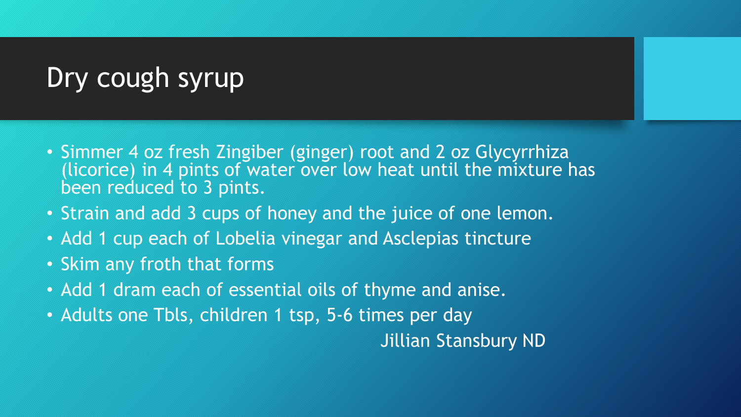# Dry cough syrup

- Simmer 4 oz fresh Zingiber (ginger) root and 2 oz Glycyrrhiza (licorice) in 4 pints of water over low heat until the mixture has been reduced to 3 pints.
- Strain and add 3 cups of honey and the juice of one lemon.
- Add 1 cup each of Lobelia vinegar and Asclepias tincture
- Skim any froth that forms
- Add 1 dram each of essential oils of thyme and anise.
- Adults one Tbls, children 1 tsp, 5-6 times per day

Jillian Stansbury ND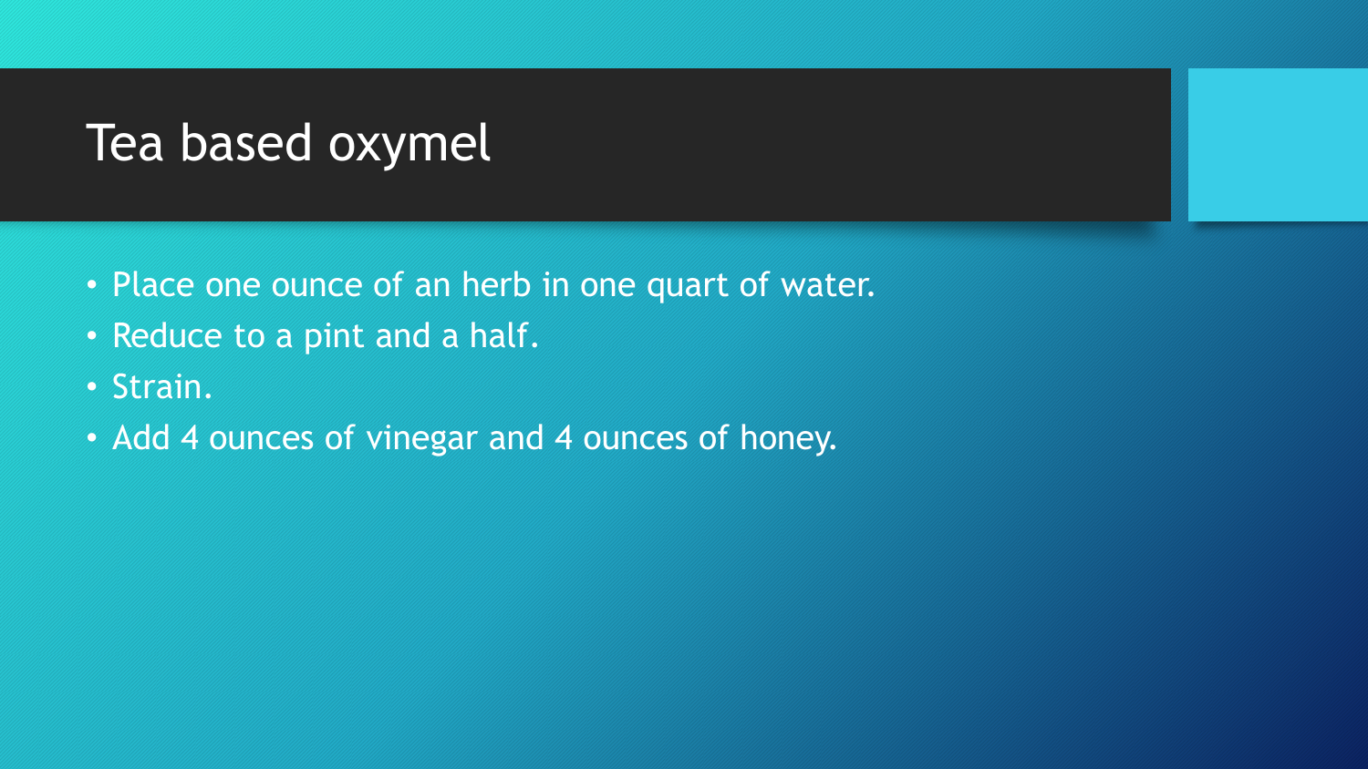# Tea based oxymel

- Place one ounce of an herb in one quart of water.
- Reduce to a pint and a half.
- Strain.
- Add 4 ounces of vinegar and 4 ounces of honey.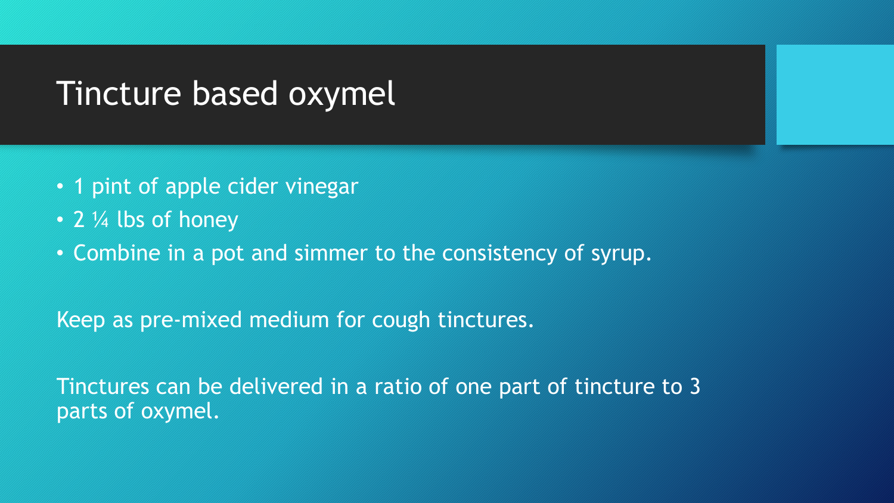# Tincture based oxymel

- 1 pint of apple cider vinegar
- 2 ¼ lbs of honey
- Combine in a pot and simmer to the consistency of syrup.

Keep as pre-mixed medium for cough tinctures.

Tinctures can be delivered in a ratio of one part of tincture to 3 parts of oxymel.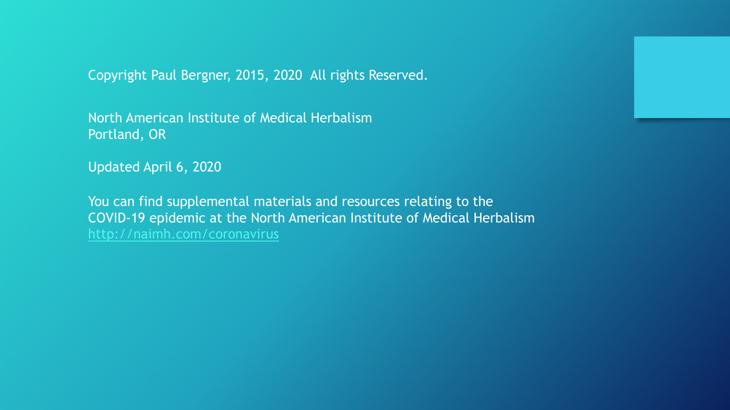Copyright Paul Bergner, 2015, 2020  All rights Reserved.

North American Institute of Medical Herbalism
Portland, OR

Updated April 6, 2020

You can find supplemental materials and resources relating to the COVID-19 epidemic at the North American Institute of Medical Herbalism http://naimh.com/coronavirus